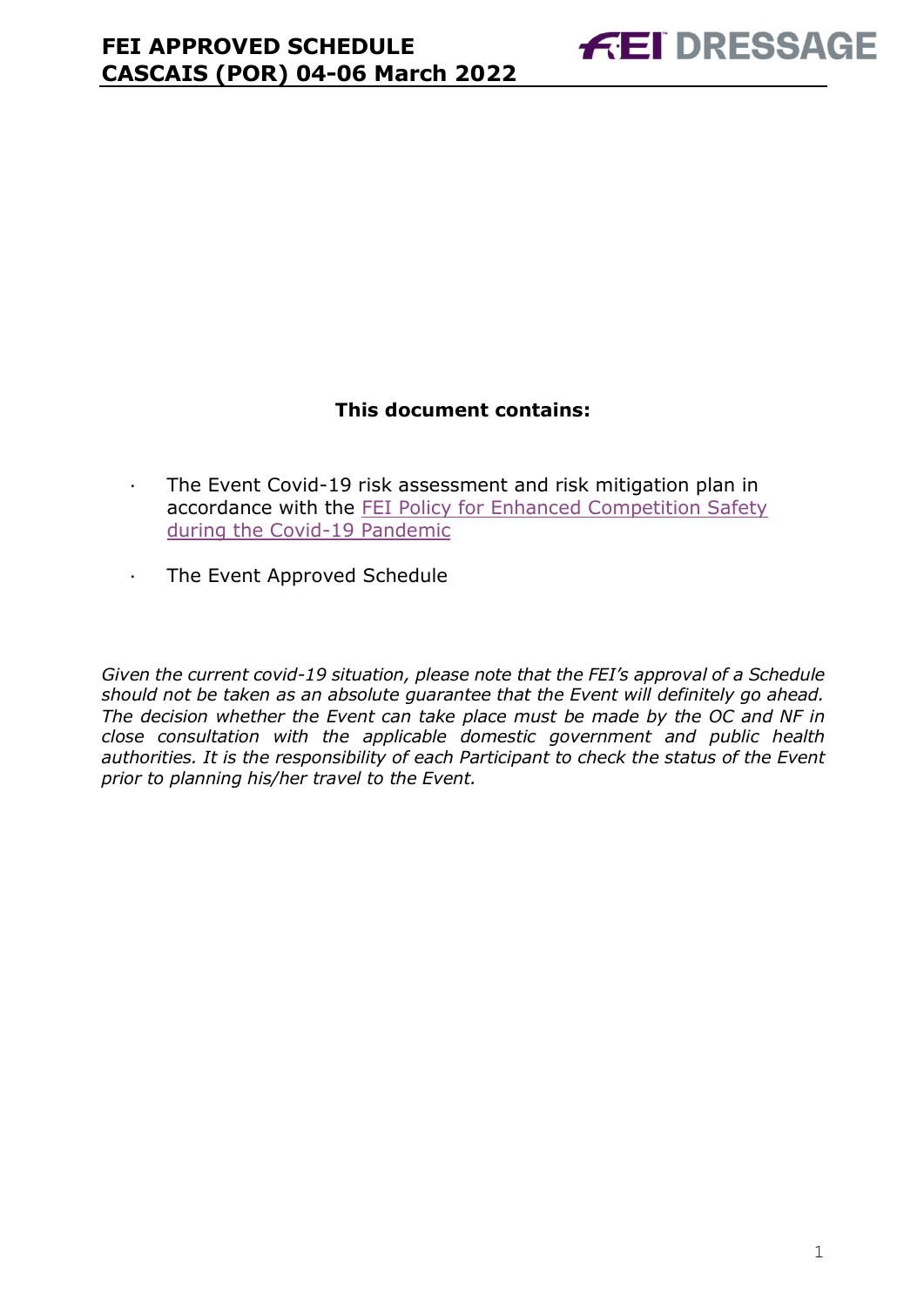# FEI APPROVED SCHEDULE
# CASCAIS (POR) 04-06 March 2022

**This document contains:**

- The Event Covid-19 risk assessment and risk mitigation plan in accordance with the FEI Policy for Enhanced Competition Safety during the Covid-19 Pandemic
- The Event Approved Schedule

*Given the current covid-19 situation, please note that the FEI's approval of a Schedule should not be taken as an absolute guarantee that the Event will definitely go ahead. The decision whether the Event can take place must be made by the OC and NF in close consultation with the applicable domestic government and public health authorities. It is the responsibility of each Participant to check the status of the Event prior to planning his/her travel to the Event.*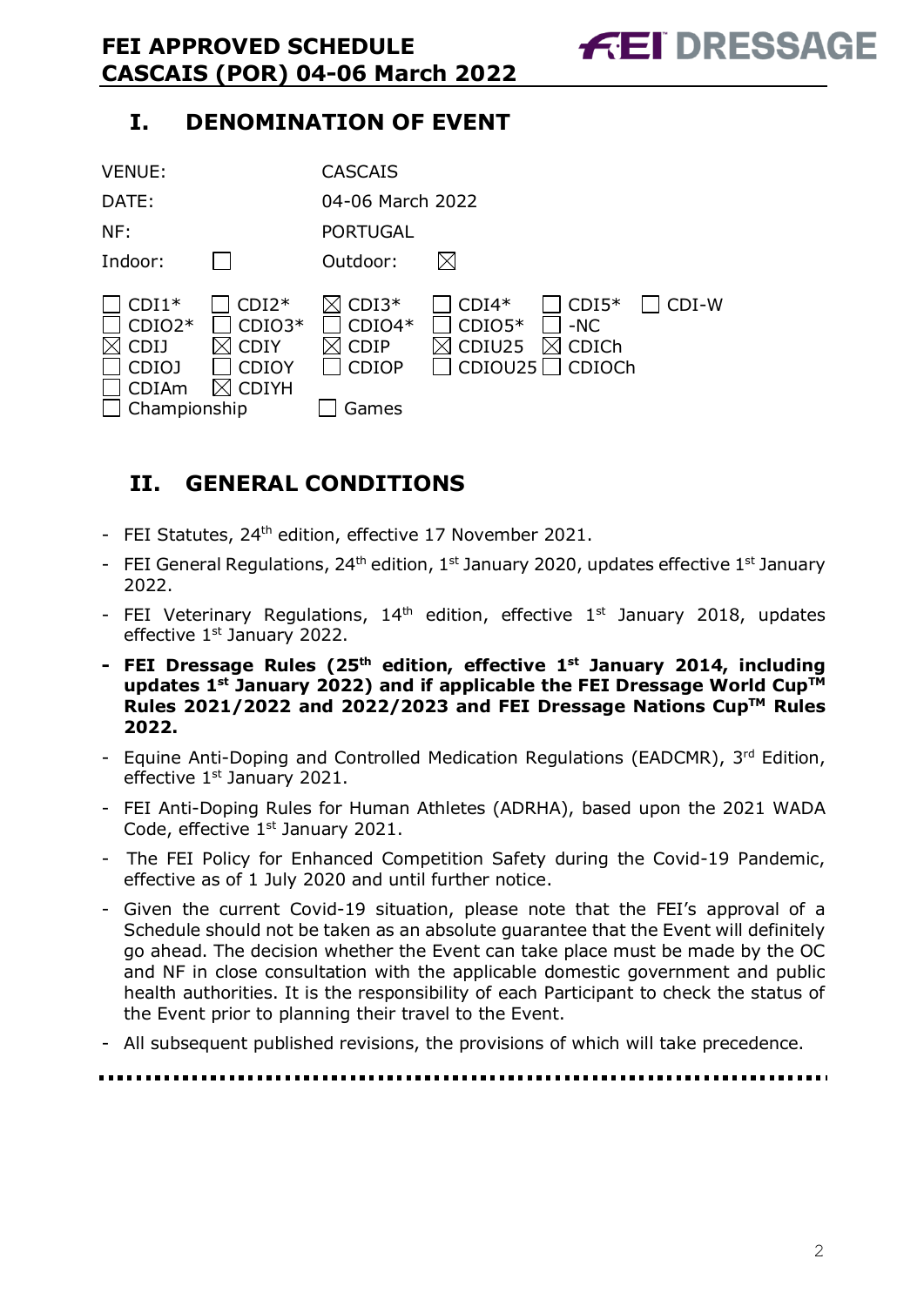## I. DENOMINATION OF EVENT

| | |
|---|---|
| VENUE: | CASCAIS |
| DATE: | 04-06 March 2022 |
| NF: | PORTUGAL |
| Indoor: ☐ | Outdoor: ☒ |

| | | | | | |
|---|---|---|---|---|---|
| ☐ CDI1* | ☐ CDI2* | ☒ CDI3* | ☐ CDI4* | ☐ CDI5* | ☐ CDI-W |
| ☐ CDIO2* | ☐ CDIO3* | ☐ CDIO4* | ☐ CDIO5* | ☐ -NC | |
| ☒ CDIJ | ☒ CDIY | ☒ CDIP | ☒ CDIU25 | ☒ CDICh | |
| ☐ CDIOJ | ☐ CDIOY | ☐ CDIOP | ☐ CDIOU25 | ☐ CDIOCh | |
| ☐ CDIAm | ☒ CDIYH | | | | |
| ☐ Championship | | ☐ Games | | | |

## II. GENERAL CONDITIONS

- FEI Statutes, 24th edition, effective 17 November 2021.
- FEI General Regulations, 24th edition, 1st January 2020, updates effective 1st January 2022.
- FEI Veterinary Regulations, 14th edition, effective 1st January 2018, updates effective 1st January 2022.
- **FEI Dressage Rules (25th edition, effective 1st January 2014, including updates 1st January 2022) and if applicable the FEI Dressage World Cup™ Rules 2021/2022 and 2022/2023 and FEI Dressage Nations Cup™ Rules 2022.**
- Equine Anti-Doping and Controlled Medication Regulations (EADCMR), 3rd Edition, effective 1st January 2021.
- FEI Anti-Doping Rules for Human Athletes (ADRHA), based upon the 2021 WADA Code, effective 1st January 2021.
- The FEI Policy for Enhanced Competition Safety during the Covid-19 Pandemic, effective as of 1 July 2020 and until further notice.
- Given the current Covid-19 situation, please note that the FEI's approval of a Schedule should not be taken as an absolute guarantee that the Event will definitely go ahead. The decision whether the Event can take place must be made by the OC and NF in close consultation with the applicable domestic government and public health authorities. It is the responsibility of each Participant to check the status of the Event prior to planning their travel to the Event.
- All subsequent published revisions, the provisions of which will take precedence.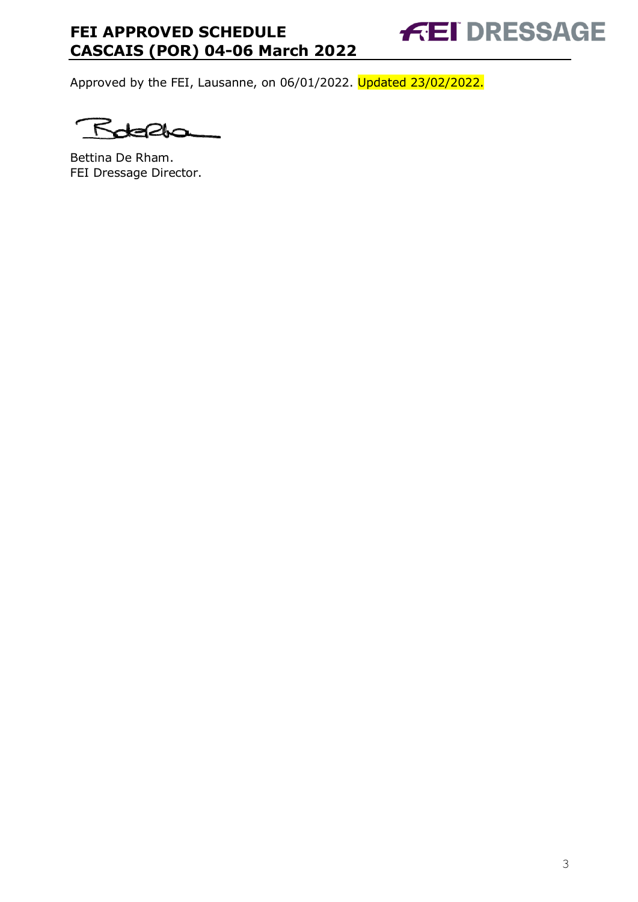Approved by the FEI, Lausanne, on 06/01/2022. Updated 23/02/2022.

Bettina De Rham.
FEI Dressage Director.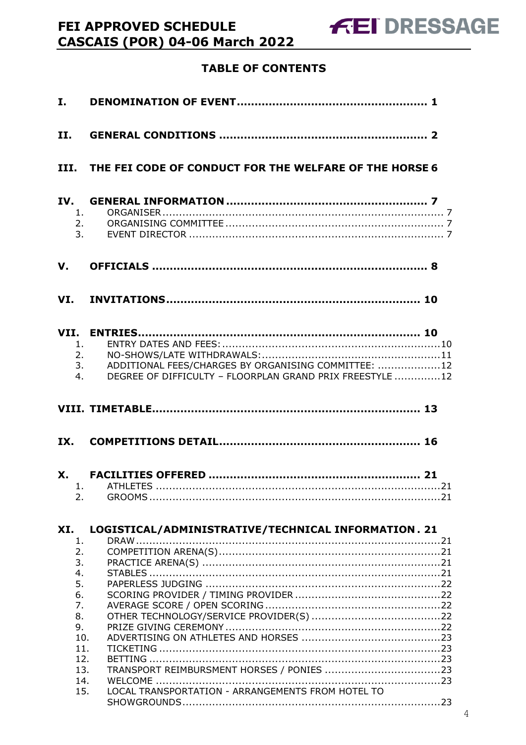## TABLE OF CONTENTS

**I. DENOMINATION OF EVENT .................................................... 1**

**II. GENERAL CONDITIONS .................................................... 2**

**III. THE FEI CODE OF CONDUCT FOR THE WELFARE OF THE HORSE 6**

**IV. GENERAL INFORMATION .................................................... 7**

1. ORGANISER .................................................... 7
2. ORGANISING COMMITTEE .................................................... 7
3. EVENT DIRECTOR .................................................... 7

**V. OFFICIALS .................................................... 8**

**VI. INVITATIONS .................................................... 10**

**VII. ENTRIES .................................................... 10**

1. ENTRY DATES AND FEES: .................................................... 10
2. NO-SHOWS/LATE WITHDRAWALS: .................................................... 11
3. ADDITIONAL FEES/CHARGES BY ORGANISING COMMITTEE: .................... 12
4. DEGREE OF DIFFICULTY – FLOORPLAN GRAND PRIX FREESTYLE .............. 12

**VIII. TIMETABLE .................................................... 13**

**IX. COMPETITIONS DETAIL .................................................... 16**

**X. FACILITIES OFFERED .................................................... 21**

1. ATHLETES .................................................... 21
2. GROOMS .................................................... 21

**XI. LOGISTICAL/ADMINISTRATIVE/TECHNICAL INFORMATION . 21**

1. DRAW .................................................... 21
2. COMPETITION ARENA(S) .................................................... 21
3. PRACTICE ARENA(S) .................................................... 21
4. STABLES .................................................... 21
5. PAPERLESS JUDGING .................................................... 22
6. SCORING PROVIDER / TIMING PROVIDER .................................................... 22
7. AVERAGE SCORE / OPEN SCORING .................................................... 22
8. OTHER TECHNOLOGY/SERVICE PROVIDER(S) .................................................... 22
9. PRIZE GIVING CEREMONY .................................................... 22
10. ADVERTISING ON ATHLETES AND HORSES .................................................... 23
11. TICKETING .................................................... 23
12. BETTING .................................................... 23
13. TRANSPORT REIMBURSMENT HORSES / PONIES .................................................... 23
14. WELCOME .................................................... 23
15. LOCAL TRANSPORTATION - ARRANGEMENTS FROM HOTEL TO SHOWGROUNDS .................................................... 23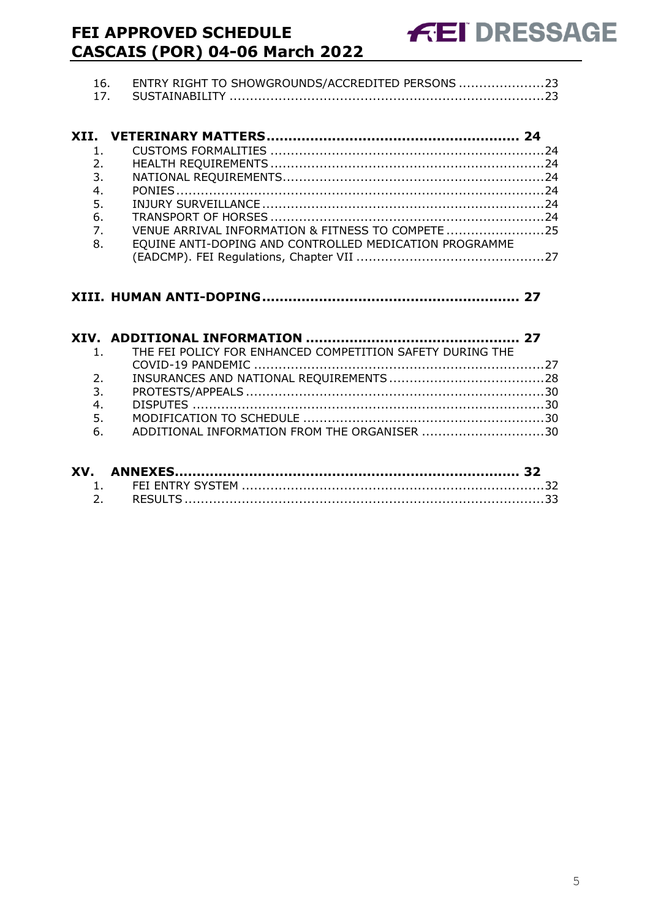16. ENTRY RIGHT TO SHOWGROUNDS/ACCREDITED PERSONS ..................... 23
17. SUSTAINABILITY ..................................................................... 23

**XII. VETERINARY MATTERS........................................................ 24**

1. CUSTOMS FORMALITIES ........................................................... 24
2. HEALTH REQUIREMENTS ........................................................... 24
3. NATIONAL REQUIREMENTS......................................................... 24
4. PONIES .................................................................................. 24
5. INJURY SURVEILLANCE ............................................................. 24
6. TRANSPORT OF HORSES ........................................................... 24
7. VENUE ARRIVAL INFORMATION & FITNESS TO COMPETE ........................ 25
8. EQUINE ANTI-DOPING AND CONTROLLED MEDICATION PROGRAMME (EADCMP). FEI Regulations, Chapter VII ............................................. 27

**XIII. HUMAN ANTI-DOPING........................................................ 27**

**XIV. ADDITIONAL INFORMATION ................................................ 27**

1. THE FEI POLICY FOR ENHANCED COMPETITION SAFETY DURING THE COVID-19 PANDEMIC ....................................................................... 27
2. INSURANCES AND NATIONAL REQUIREMENTS ...................................... 28
3. PROTESTS/APPEALS ................................................................. 30
4. DISPUTES .............................................................................. 30
5. MODIFICATION TO SCHEDULE ...................................................... 30
6. ADDITIONAL INFORMATION FROM THE ORGANISER .............................. 30

**XV. ANNEXES.......................................................................... 32**

1. FEI ENTRY SYSTEM .................................................................. 32
2. RESULTS ................................................................................ 33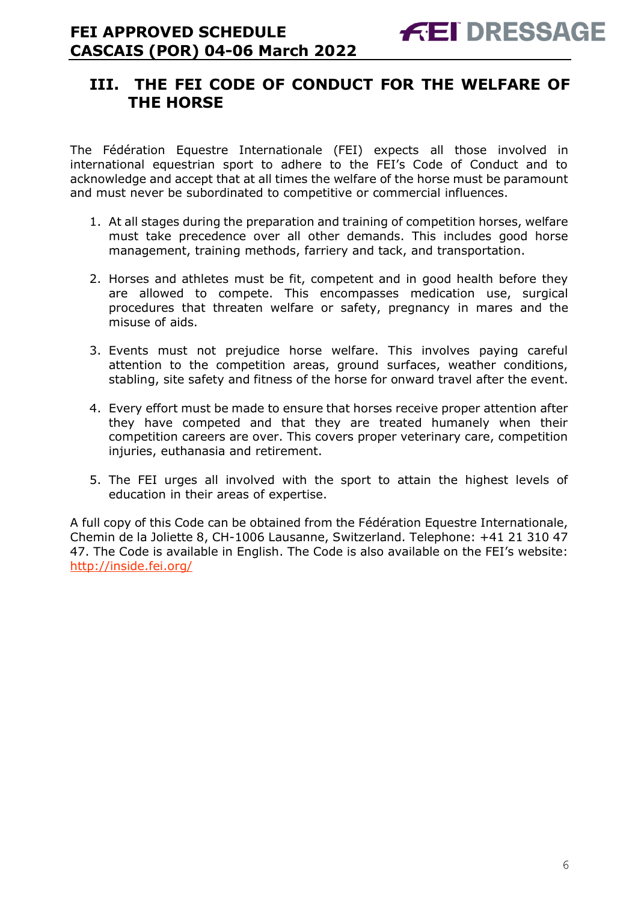## III. THE FEI CODE OF CONDUCT FOR THE WELFARE OF THE HORSE

The Fédération Equestre Internationale (FEI) expects all those involved in international equestrian sport to adhere to the FEI's Code of Conduct and to acknowledge and accept that at all times the welfare of the horse must be paramount and must never be subordinated to competitive or commercial influences.

1. At all stages during the preparation and training of competition horses, welfare must take precedence over all other demands. This includes good horse management, training methods, farriery and tack, and transportation.

2. Horses and athletes must be fit, competent and in good health before they are allowed to compete. This encompasses medication use, surgical procedures that threaten welfare or safety, pregnancy in mares and the misuse of aids.

3. Events must not prejudice horse welfare. This involves paying careful attention to the competition areas, ground surfaces, weather conditions, stabling, site safety and fitness of the horse for onward travel after the event.

4. Every effort must be made to ensure that horses receive proper attention after they have competed and that they are treated humanely when their competition careers are over. This covers proper veterinary care, competition injuries, euthanasia and retirement.

5. The FEI urges all involved with the sport to attain the highest levels of education in their areas of expertise.

A full copy of this Code can be obtained from the Fédération Equestre Internationale, Chemin de la Joliette 8, CH-1006 Lausanne, Switzerland. Telephone: +41 21 310 47 47. The Code is available in English. The Code is also available on the FEI's website: [http://inside.fei.org/](http://inside.fei.org/)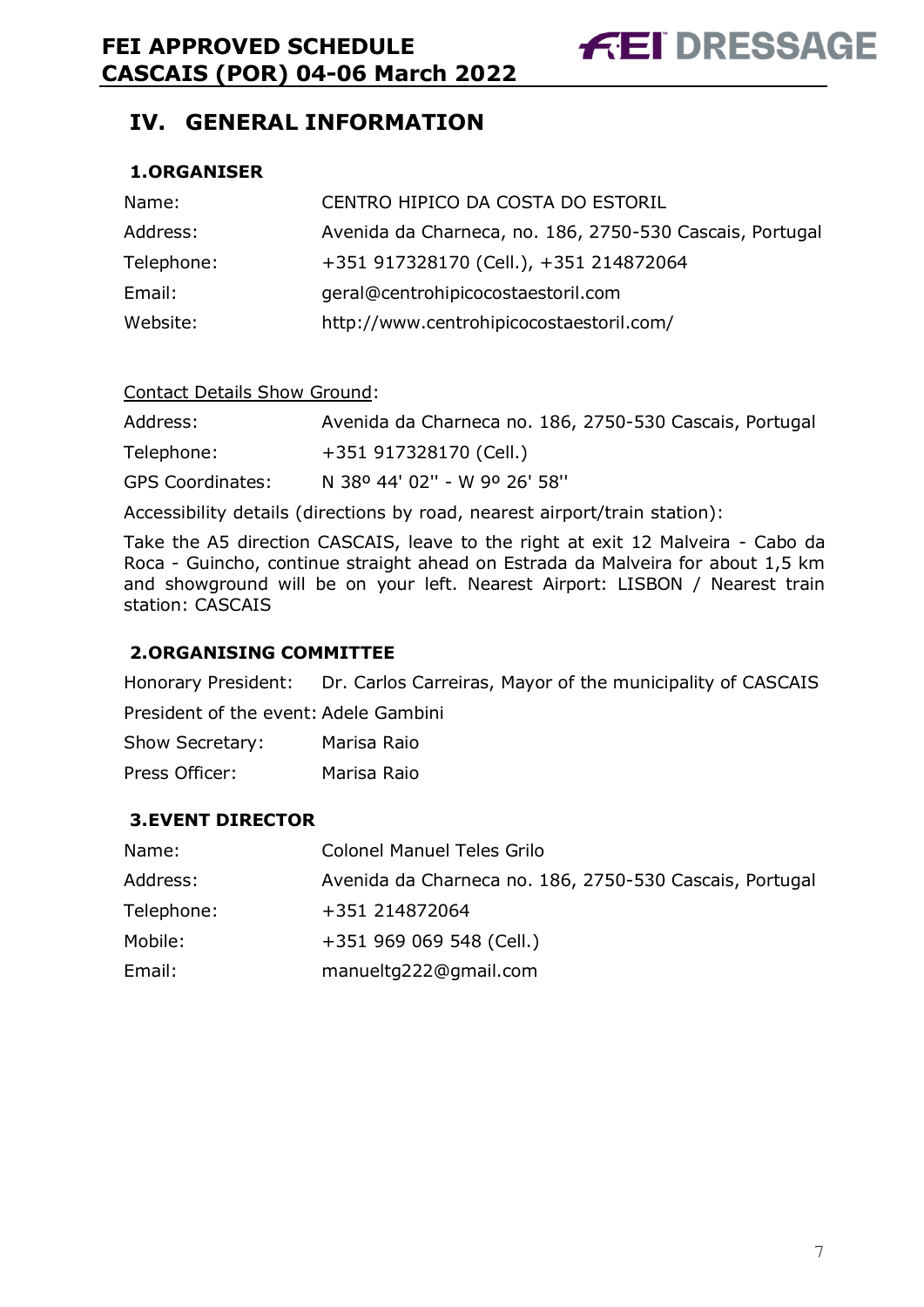## IV. GENERAL INFORMATION

### 1. ORGANISER

| | |
|---|---|
| Name: | CENTRO HIPICO DA COSTA DO ESTORIL |
| Address: | Avenida da Charneca, no. 186, 2750-530 Cascais, Portugal |
| Telephone: | +351 917328170 (Cell.), +351 214872064 |
| Email: | geral@centrohipicocostaestoril.com |
| Website: | http://www.centrohipicocostaestoril.com/ |

Contact Details Show Ground:

| | |
|---|---|
| Address: | Avenida da Charneca no. 186, 2750-530 Cascais, Portugal |
| Telephone: | +351 917328170 (Cell.) |
| GPS Coordinates: | N 38º 44' 02'' - W 9º 26' 58'' |

Accessibility details (directions by road, nearest airport/train station):

Take the A5 direction CASCAIS, leave to the right at exit 12 Malveira - Cabo da Roca - Guincho, continue straight ahead on Estrada da Malveira for about 1,5 km and showground will be on your left. Nearest Airport: LISBON / Nearest train station: CASCAIS

### 2. ORGANISING COMMITTEE

| | |
|---|---|
| Honorary President: | Dr. Carlos Carreiras, Mayor of the municipality of CASCAIS |
| President of the event: | Adele Gambini |
| Show Secretary: | Marisa Raio |
| Press Officer: | Marisa Raio |

### 3. EVENT DIRECTOR

| | |
|---|---|
| Name: | Colonel Manuel Teles Grilo |
| Address: | Avenida da Charneca no. 186, 2750-530 Cascais, Portugal |
| Telephone: | +351 214872064 |
| Mobile: | +351 969 069 548 (Cell.) |
| Email: | manueltg222@gmail.com |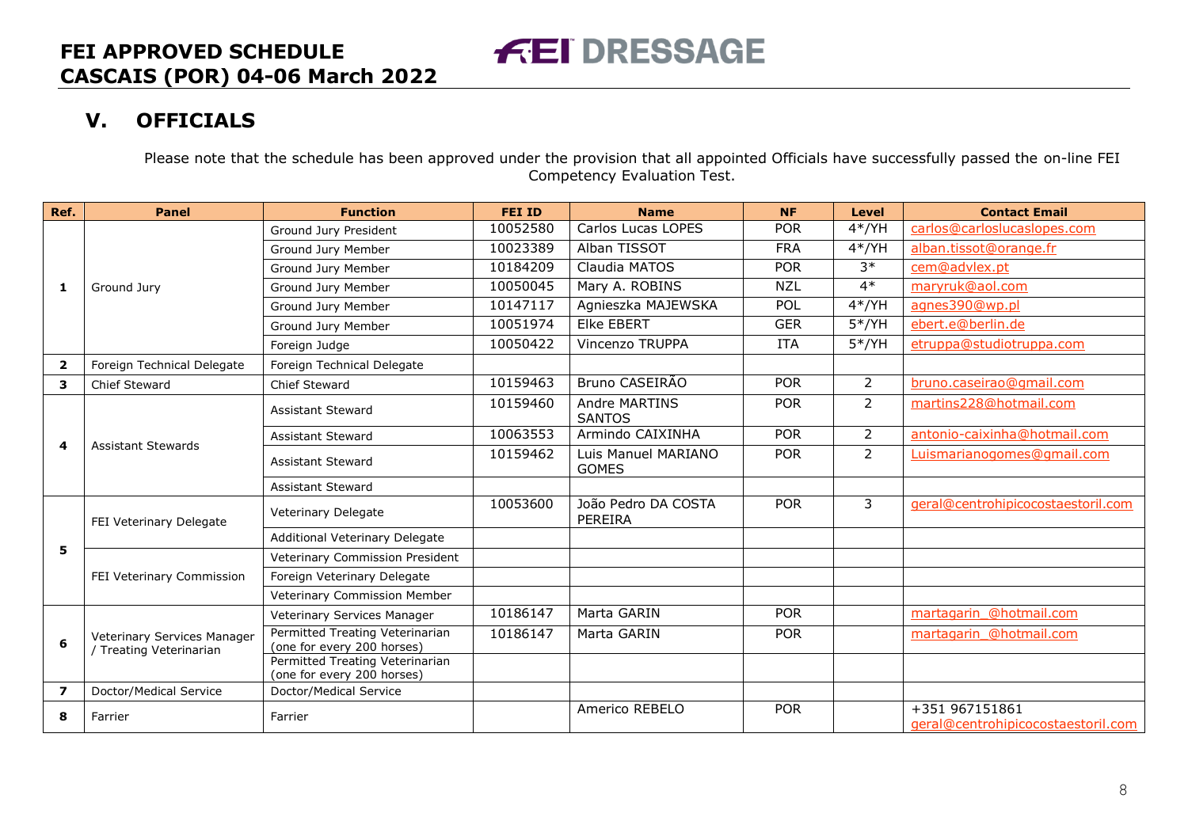## V. OFFICIALS

Please note that the schedule has been approved under the provision that all appointed Officials have successfully passed the on-line FEI Competency Evaluation Test.

| Ref. | Panel | Function | FEI ID | Name | NF | Level | Contact Email |
|---|---|---|---|---|---|---|---|
| 1 | Ground Jury | Ground Jury President | 10052580 | Carlos Lucas LOPES | POR | 4*/YH | carlos@carloslucaslopes.com |
| | | Ground Jury Member | 10023389 | Alban TISSOT | FRA | 4*/YH | alban.tissot@orange.fr |
| | | Ground Jury Member | 10184209 | Claudia MATOS | POR | 3* | cem@advlex.pt |
| | | Ground Jury Member | 10050045 | Mary A. ROBINS | NZL | 4* | maryruk@aol.com |
| | | Ground Jury Member | 10147117 | Agnieszka MAJEWSKA | POL | 4*/YH | agnes390@wp.pl |
| | | Ground Jury Member | 10051974 | Elke EBERT | GER | 5*/YH | ebert.e@berlin.de |
| | | Foreign Judge | 10050422 | Vincenzo TRUPPA | ITA | 5*/YH | etruppa@studiotruppa.com |
| 2 | Foreign Technical Delegate | Foreign Technical Delegate | | | | | |
| 3 | Chief Steward | Chief Steward | 10159463 | Bruno CASEIRÃO | POR | 2 | bruno.caseirao@gmail.com |
| 4 | Assistant Stewards | Assistant Steward | 10159460 | Andre MARTINS SANTOS | POR | 2 | martins228@hotmail.com |
| | | Assistant Steward | 10063553 | Armindo CAIXINHA | POR | 2 | antonio-caixinha@hotmail.com |
| | | Assistant Steward | 10159462 | Luis Manuel MARIANO GOMES | POR | 2 | Luismarianogomes@gmail.com |
| | | Assistant Steward | | | | | |
| 5 | FEI Veterinary Delegate | Veterinary Delegate | 10053600 | João Pedro DA COSTA PEREIRA | POR | 3 | geral@centrohipicocostaestoril.com |
| | | Additional Veterinary Delegate | | | | | |
| | FEI Veterinary Commission | Veterinary Commission President | | | | | |
| | | Foreign Veterinary Delegate | | | | | |
| | | Veterinary Commission Member | | | | | |
| 6 | Veterinary Services Manager / Treating Veterinarian | Veterinary Services Manager | 10186147 | Marta GARIN | POR | | martagarin_@hotmail.com |
| | | Permitted Treating Veterinarian (one for every 200 horses) | 10186147 | Marta GARIN | POR | | martagarin_@hotmail.com |
| | | Permitted Treating Veterinarian (one for every 200 horses) | | | | | |
| 7 | Doctor/Medical Service | Doctor/Medical Service | | | | | |
| 8 | Farrier | Farrier | | Americo REBELO | POR | | +351 967151861 geral@centrohipicocostaestoril.com |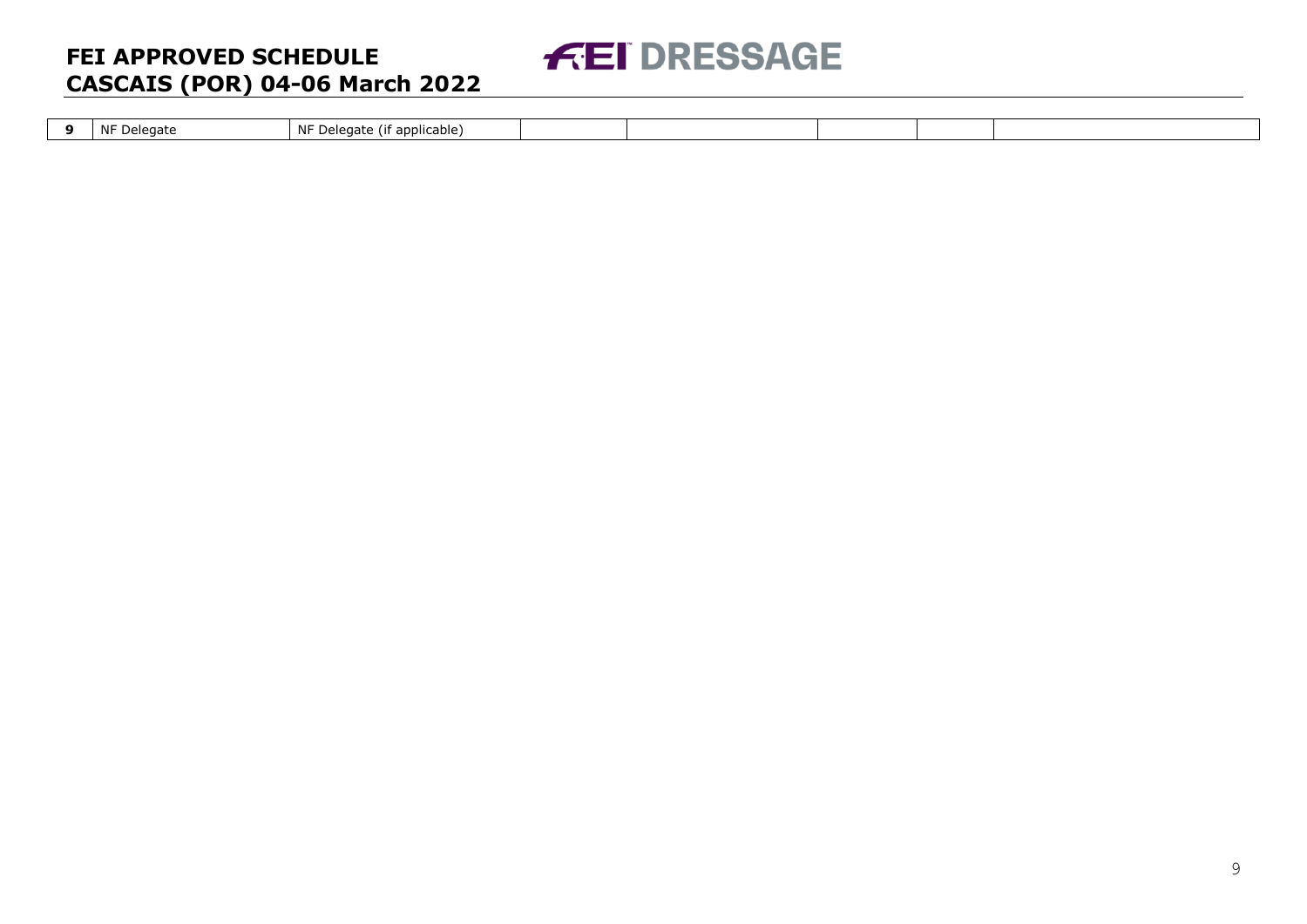| 9 | NF Delegate | NF Delegate (if applicable) | | | | | |
|---|---|---|---|---|---|---|---|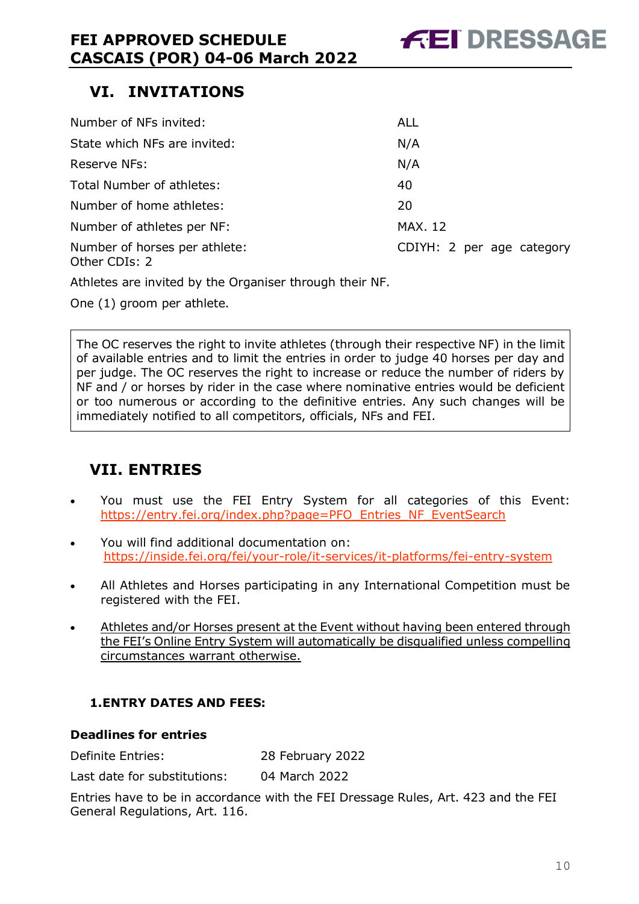## VI. INVITATIONS

| | |
|---|---|
| Number of NFs invited: | ALL |
| State which NFs are invited: | N/A |
| Reserve NFs: | N/A |
| Total Number of athletes: | 40 |
| Number of home athletes: | 20 |
| Number of athletes per NF: | MAX. 12 |
| Number of horses per athlete: | CDIYH: 2 per age category Other CDIs: 2 |

Athletes are invited by the Organiser through their NF.

One (1) groom per athlete.

> The OC reserves the right to invite athletes (through their respective NF) in the limit of available entries and to limit the entries in order to judge 40 horses per day and per judge. The OC reserves the right to increase or reduce the number of riders by NF and / or horses by rider in the case where nominative entries would be deficient or too numerous or according to the definitive entries. Any such changes will be immediately notified to all competitors, officials, NFs and FEI.

## VII. ENTRIES

- You must use the FEI Entry System for all categories of this Event: https://entry.fei.org/index.php?page=PFO_Entries_NF_EventSearch
- You will find additional documentation on: https://inside.fei.org/fei/your-role/it-services/it-platforms/fei-entry-system
- All Athletes and Horses participating in any International Competition must be registered with the FEI.
- Athletes and/or Horses present at the Event without having been entered through the FEI's Online Entry System will automatically be disqualified unless compelling circumstances warrant otherwise.

### 1. ENTRY DATES AND FEES:

**Deadlines for entries**

| | |
|---|---|
| Definite Entries: | 28 February 2022 |
| Last date for substitutions: | 04 March 2022 |

Entries have to be in accordance with the FEI Dressage Rules, Art. 423 and the FEI General Regulations, Art. 116.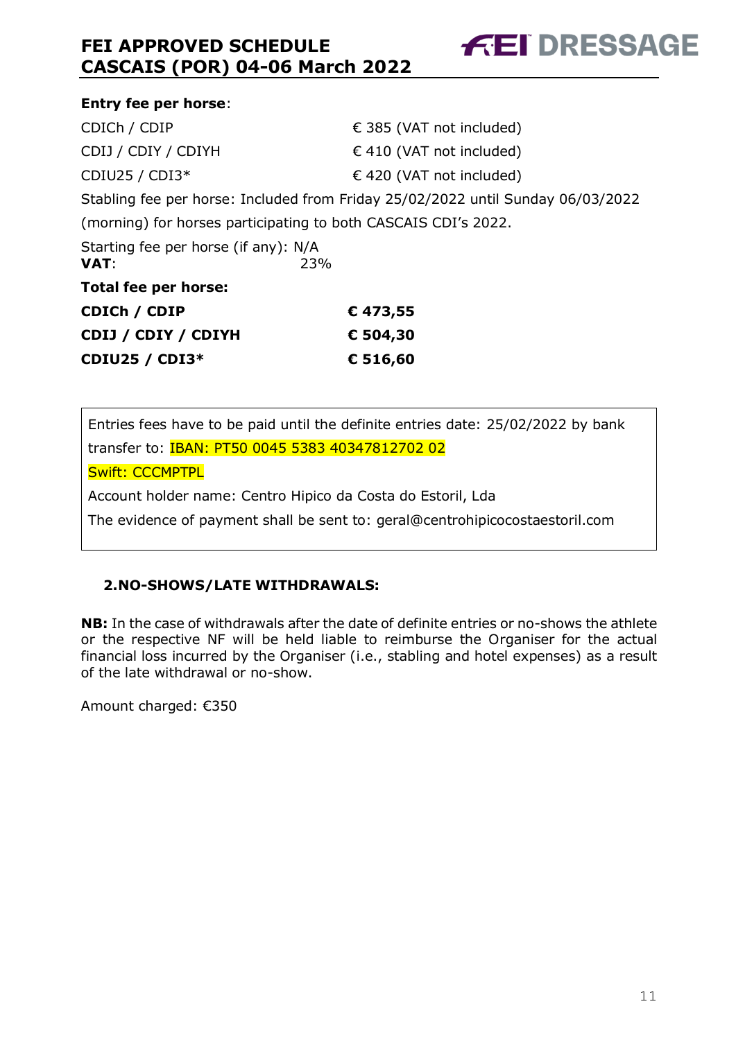**Entry fee per horse**:

| | |
|---|---|
| CDICh / CDIP | € 385 (VAT not included) |
| CDIJ / CDIY / CDIYH | € 410 (VAT not included) |
| CDIU25 / CDI3* | € 420 (VAT not included) |

Stabling fee per horse: Included from Friday 25/02/2022 until Sunday 06/03/2022 (morning) for horses participating to both CASCAIS CDI's 2022.

Starting fee per horse (if any): N/A

**VAT**: 23%

**Total fee per horse:**

| | |
|---|---|
| **CDICh / CDIP** | **€ 473,55** |
| **CDIJ / CDIY / CDIYH** | **€ 504,30** |
| **CDIU25 / CDI3*** | **€ 516,60** |

Entries fees have to be paid until the definite entries date: 25/02/2022 by bank transfer to: IBAN: PT50 0045 5383 40347812702 02

Swift: CCCMPTPL

Account holder name: Centro Hipico da Costa do Estoril, Lda

The evidence of payment shall be sent to: geral@centrohipicocostaestoril.com

## 2. NO-SHOWS/LATE WITHDRAWALS:

**NB:** In the case of withdrawals after the date of definite entries or no-shows the athlete or the respective NF will be held liable to reimburse the Organiser for the actual financial loss incurred by the Organiser (i.e., stabling and hotel expenses) as a result of the late withdrawal or no-show.

Amount charged: €350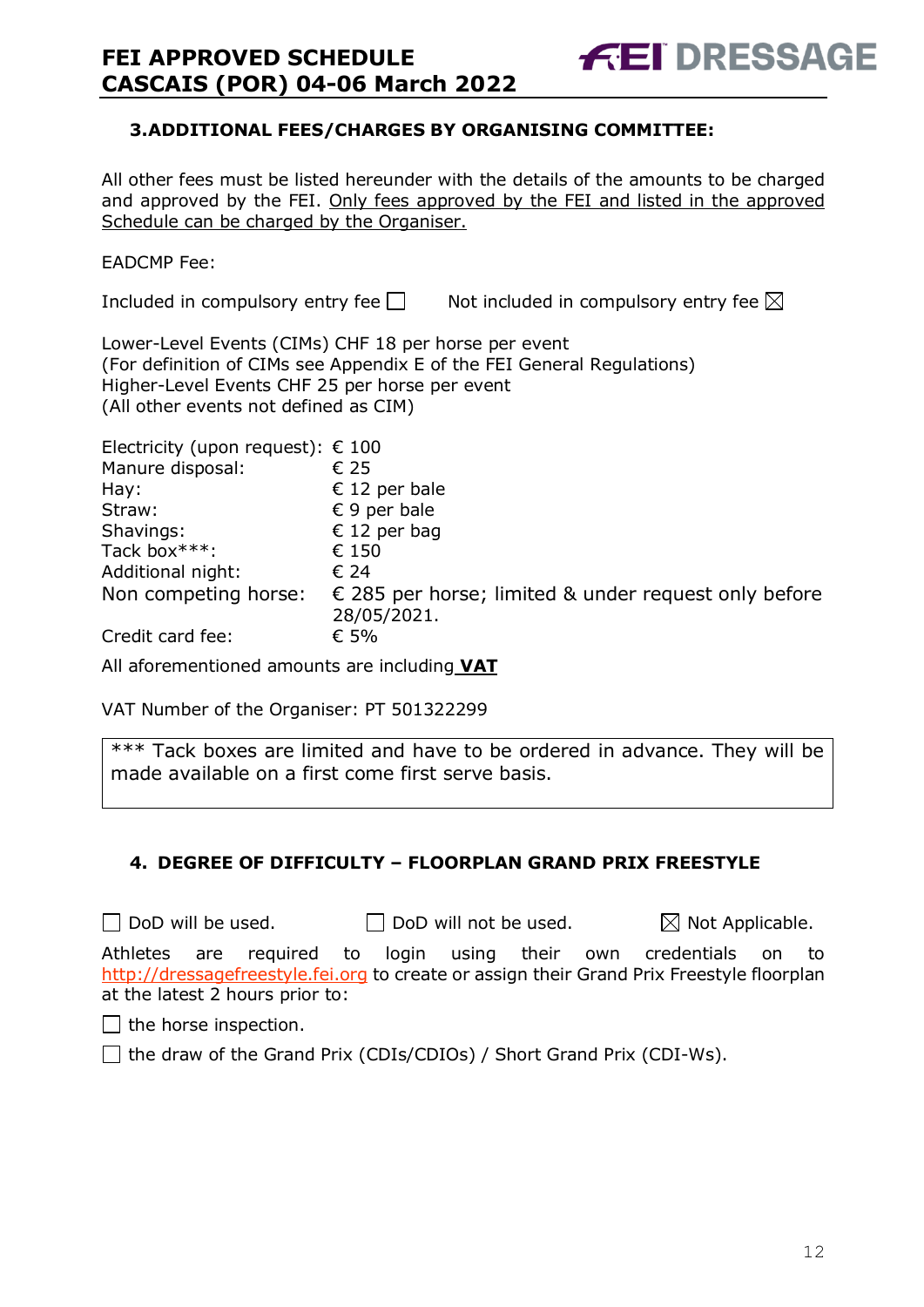## 3. ADDITIONAL FEES/CHARGES BY ORGANISING COMMITTEE:

All other fees must be listed hereunder with the details of the amounts to be charged and approved by the FEI. Only fees approved by the FEI and listed in the approved Schedule can be charged by the Organiser.

EADCMP Fee:

Included in compulsory entry fee ☐ Not included in compulsory entry fee ☒

Lower-Level Events (CIMs) CHF 18 per horse per event
(For definition of CIMs see Appendix E of the FEI General Regulations)
Higher-Level Events CHF 25 per horse per event
(All other events not defined as CIM)

| | |
|---|---|
| Electricity (upon request): | € 100 |
| Manure disposal: | € 25 |
| Hay: | € 12 per bale |
| Straw: | € 9 per bale |
| Shavings: | € 12 per bag |
| Tack box***: | € 150 |
| Additional night: | € 24 |
| Non competing horse: | € 285 per horse; limited & under request only before 28/05/2021. |
| Credit card fee: | € 5% |

All aforementioned amounts are including **VAT**

VAT Number of the Organiser: PT 501322299

*** Tack boxes are limited and have to be ordered in advance. They will be made available on a first come first serve basis.

## 4. DEGREE OF DIFFICULTY – FLOORPLAN GRAND PRIX FREESTYLE

☐ DoD will be used. ☐ DoD will not be used. ☒ Not Applicable.

Athletes are required to login using their own credentials on to http://dressagefreestyle.fei.org to create or assign their Grand Prix Freestyle floorplan at the latest 2 hours prior to:

☐ the horse inspection.

☐ the draw of the Grand Prix (CDIs/CDIOs) / Short Grand Prix (CDI-Ws).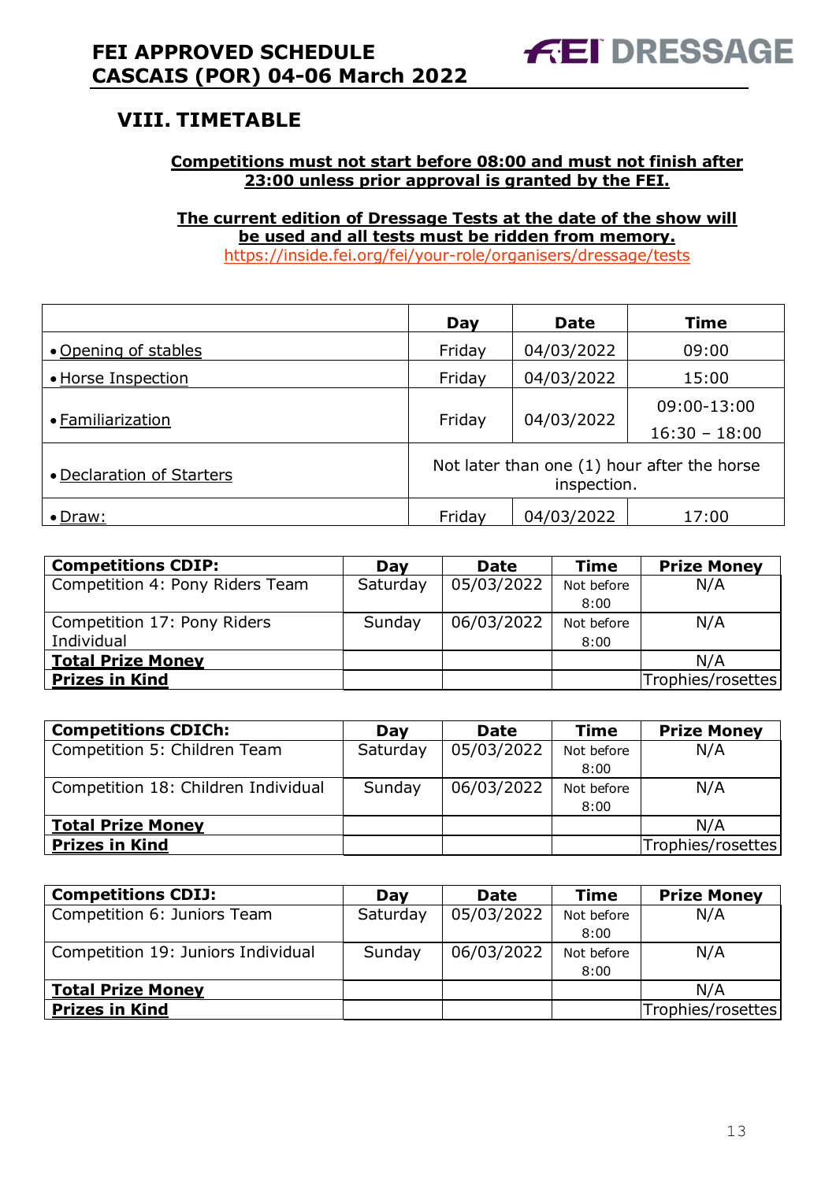## VIII. TIMETABLE

**Competitions must not start before 08:00 and must not finish after 23:00 unless prior approval is granted by the FEI.**

**The current edition of Dressage Tests at the date of the show will be used and all tests must be ridden from memory.**
https://inside.fei.org/fei/your-role/organisers/dressage/tests

| | Day | Date | Time |
|---|---|---|---|
| • Opening of stables | Friday | 04/03/2022 | 09:00 |
| • Horse Inspection | Friday | 04/03/2022 | 15:00 |
| • Familiarization | Friday | 04/03/2022 | 09:00-13:00<br>16:30 – 18:00 |
| • Declaration of Starters | Not later than one (1) hour after the horse inspection. | | |
| • Draw: | Friday | 04/03/2022 | 17:00 |

| Competitions CDIP: | Day | Date | Time | Prize Money |
|---|---|---|---|---|
| Competition 4: Pony Riders Team | Saturday | 05/03/2022 | Not before 8:00 | N/A |
| Competition 17: Pony Riders Individual | Sunday | 06/03/2022 | Not before 8:00 | N/A |
| **Total Prize Money** | | | | N/A |
| **Prizes in Kind** | | | | Trophies/rosettes |

| Competitions CDICh: | Day | Date | Time | Prize Money |
|---|---|---|---|---|
| Competition 5: Children Team | Saturday | 05/03/2022 | Not before 8:00 | N/A |
| Competition 18: Children Individual | Sunday | 06/03/2022 | Not before 8:00 | N/A |
| **Total Prize Money** | | | | N/A |
| **Prizes in Kind** | | | | Trophies/rosettes |

| Competitions CDIJ: | Day | Date | Time | Prize Money |
|---|---|---|---|---|
| Competition 6: Juniors Team | Saturday | 05/03/2022 | Not before 8:00 | N/A |
| Competition 19: Juniors Individual | Sunday | 06/03/2022 | Not before 8:00 | N/A |
| **Total Prize Money** | | | | N/A |
| **Prizes in Kind** | | | | Trophies/rosettes |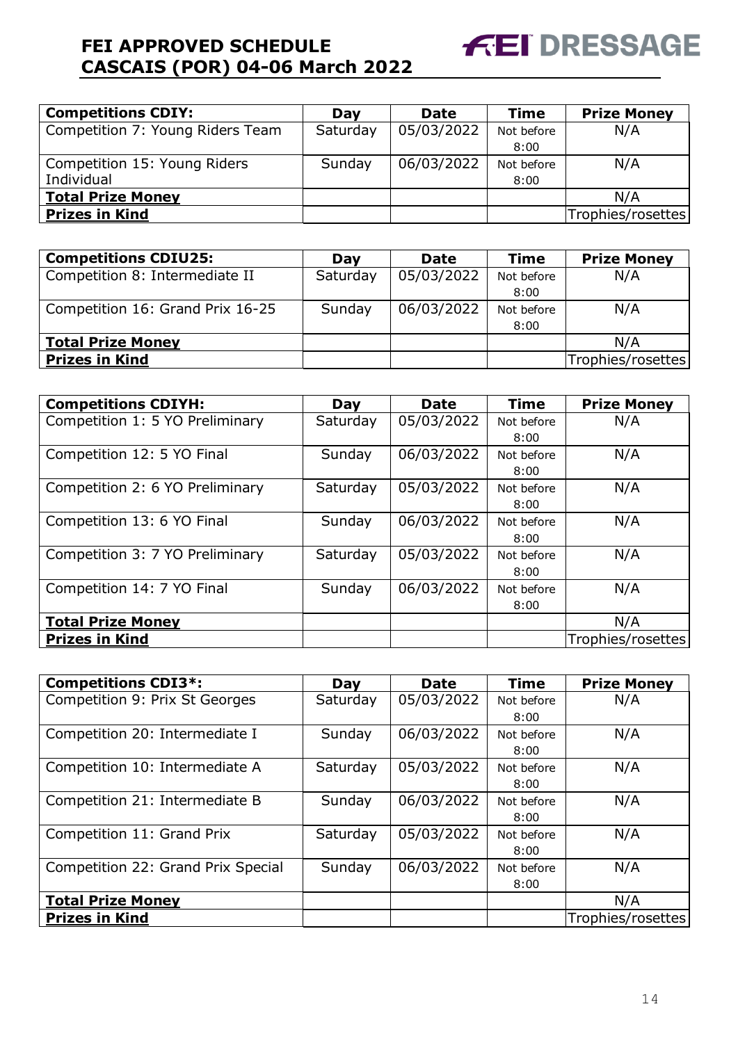| Competitions CDIY: | Day | Date | Time | Prize Money |
|---|---|---|---|---|
| Competition 7: Young Riders Team | Saturday | 05/03/2022 | Not before 8:00 | N/A |
| Competition 15: Young Riders Individual | Sunday | 06/03/2022 | Not before 8:00 | N/A |
| **Total Prize Money** | | | | N/A |
| **Prizes in Kind** | | | | Trophies/rosettes |

| Competitions CDIU25: | Day | Date | Time | Prize Money |
|---|---|---|---|---|
| Competition 8: Intermediate II | Saturday | 05/03/2022 | Not before 8:00 | N/A |
| Competition 16: Grand Prix 16-25 | Sunday | 06/03/2022 | Not before 8:00 | N/A |
| **Total Prize Money** | | | | N/A |
| **Prizes in Kind** | | | | Trophies/rosettes |

| Competitions CDIYH: | Day | Date | Time | Prize Money |
|---|---|---|---|---|
| Competition 1: 5 YO Preliminary | Saturday | 05/03/2022 | Not before 8:00 | N/A |
| Competition 12: 5 YO Final | Sunday | 06/03/2022 | Not before 8:00 | N/A |
| Competition 2: 6 YO Preliminary | Saturday | 05/03/2022 | Not before 8:00 | N/A |
| Competition 13: 6 YO Final | Sunday | 06/03/2022 | Not before 8:00 | N/A |
| Competition 3: 7 YO Preliminary | Saturday | 05/03/2022 | Not before 8:00 | N/A |
| Competition 14: 7 YO Final | Sunday | 06/03/2022 | Not before 8:00 | N/A |
| **Total Prize Money** | | | | N/A |
| **Prizes in Kind** | | | | Trophies/rosettes |

| Competitions CDI3*: | Day | Date | Time | Prize Money |
|---|---|---|---|---|
| Competition 9: Prix St Georges | Saturday | 05/03/2022 | Not before 8:00 | N/A |
| Competition 20: Intermediate I | Sunday | 06/03/2022 | Not before 8:00 | N/A |
| Competition 10: Intermediate A | Saturday | 05/03/2022 | Not before 8:00 | N/A |
| Competition 21: Intermediate B | Sunday | 06/03/2022 | Not before 8:00 | N/A |
| Competition 11: Grand Prix | Saturday | 05/03/2022 | Not before 8:00 | N/A |
| Competition 22: Grand Prix Special | Sunday | 06/03/2022 | Not before 8:00 | N/A |
| **Total Prize Money** | | | | N/A |
| **Prizes in Kind** | | | | Trophies/rosettes |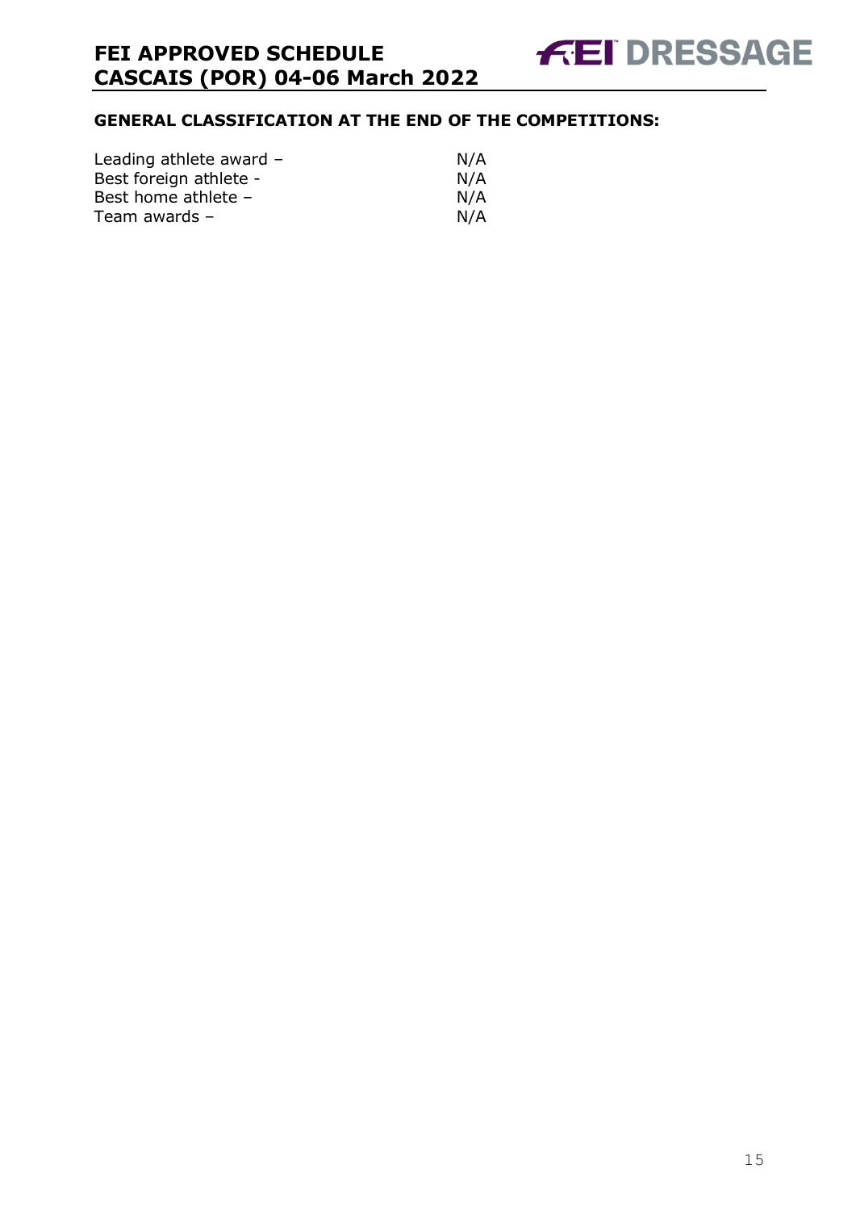## GENERAL CLASSIFICATION AT THE END OF THE COMPETITIONS:

| | |
|---|---|
| Leading athlete award – | N/A |
| Best foreign athlete - | N/A |
| Best home athlete – | N/A |
| Team awards – | N/A |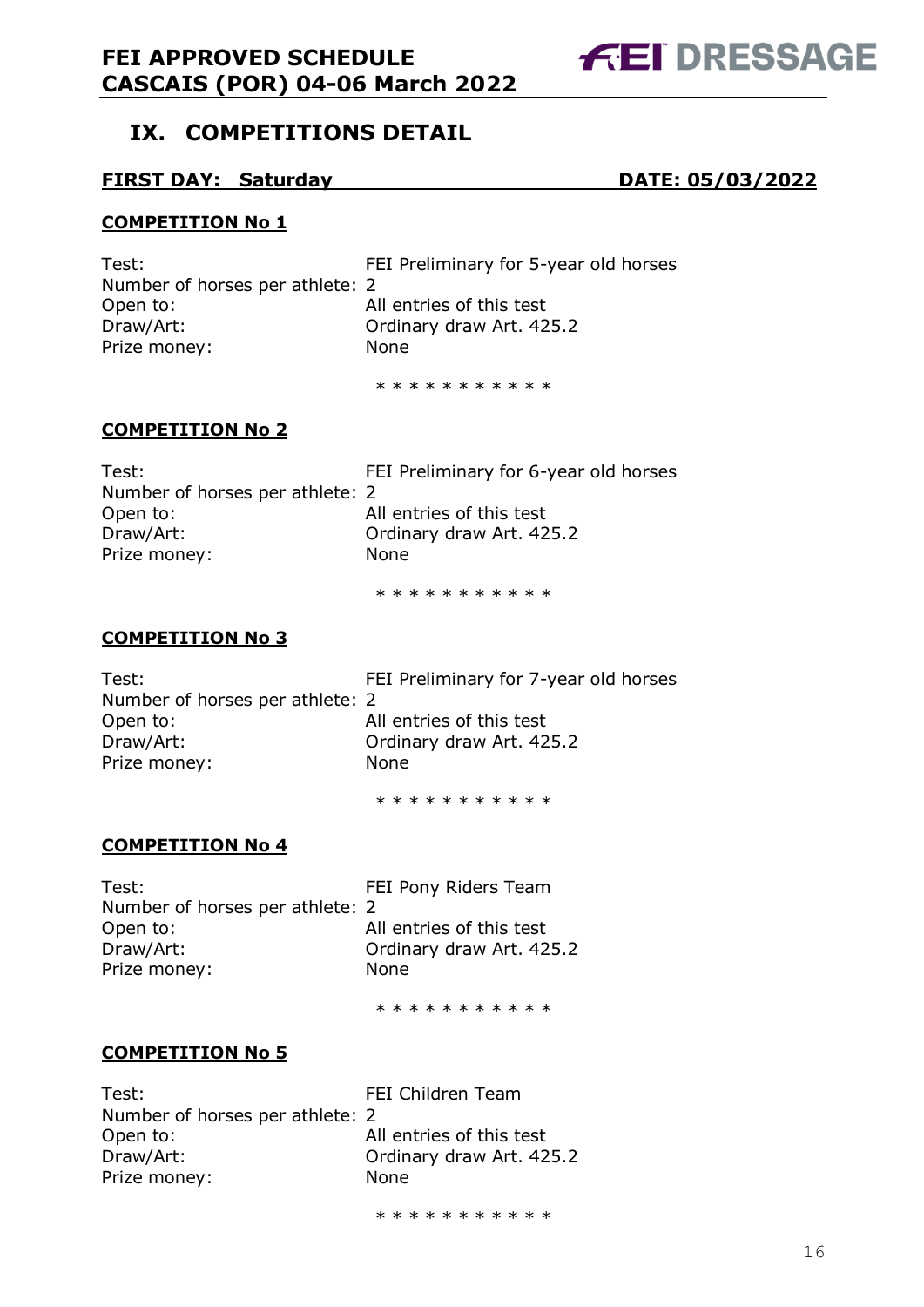## IX. COMPETITIONS DETAIL

**FIRST DAY: Saturday** **DATE: 05/03/2022**

**COMPETITION No 1**

Test: FEI Preliminary for 5-year old horses
Number of horses per athlete: 2
Open to: All entries of this test
Draw/Art: Ordinary draw Art. 425.2
Prize money: None

* * * * * * * * * * *

**COMPETITION No 2**

Test: FEI Preliminary for 6-year old horses
Number of horses per athlete: 2
Open to: All entries of this test
Draw/Art: Ordinary draw Art. 425.2
Prize money: None

* * * * * * * * * * *

**COMPETITION No 3**

Test: FEI Preliminary for 7-year old horses
Number of horses per athlete: 2
Open to: All entries of this test
Draw/Art: Ordinary draw Art. 425.2
Prize money: None

* * * * * * * * * * *

**COMPETITION No 4**

Test: FEI Pony Riders Team
Number of horses per athlete: 2
Open to: All entries of this test
Draw/Art: Ordinary draw Art. 425.2
Prize money: None

* * * * * * * * * * *

**COMPETITION No 5**

Test: FEI Children Team
Number of horses per athlete: 2
Open to: All entries of this test
Draw/Art: Ordinary draw Art. 425.2
Prize money: None

* * * * * * * * * * *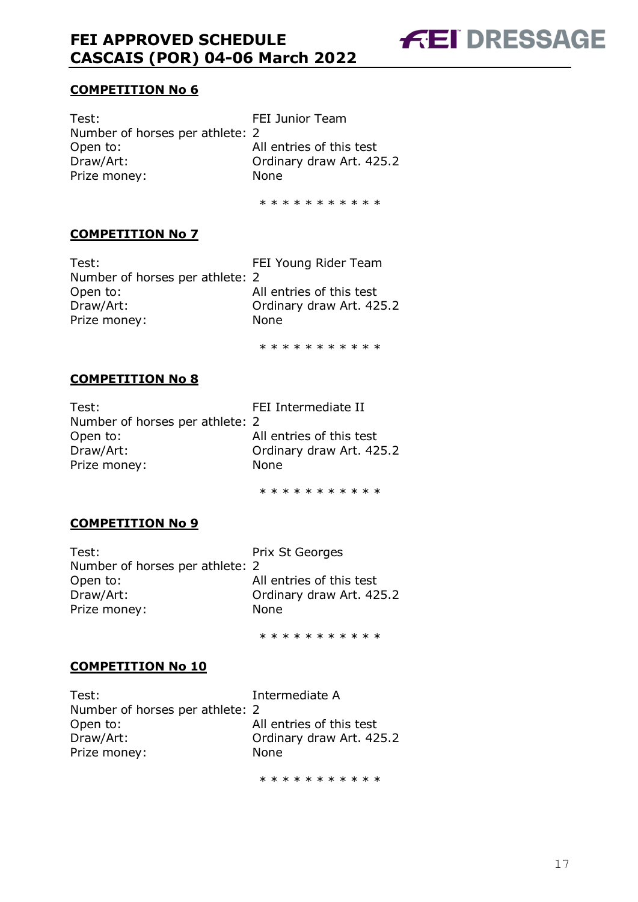### COMPETITION No 6

Test: FEI Junior Team
Number of horses per athlete: 2
Open to: All entries of this test
Draw/Art: Ordinary draw Art. 425.2
Prize money: None

\* \* \* \* \* \* \* \* \* \* \*

### COMPETITION No 7

Test: FEI Young Rider Team
Number of horses per athlete: 2
Open to: All entries of this test
Draw/Art: Ordinary draw Art. 425.2
Prize money: None

\* \* \* \* \* \* \* \* \* \* \*

### COMPETITION No 8

Test: FEI Intermediate II
Number of horses per athlete: 2
Open to: All entries of this test
Draw/Art: Ordinary draw Art. 425.2
Prize money: None

\* \* \* \* \* \* \* \* \* \* \*

### COMPETITION No 9

Test: Prix St Georges
Number of horses per athlete: 2
Open to: All entries of this test
Draw/Art: Ordinary draw Art. 425.2
Prize money: None

\* \* \* \* \* \* \* \* \* \* \*

### COMPETITION No 10

Test: Intermediate A
Number of horses per athlete: 2
Open to: All entries of this test
Draw/Art: Ordinary draw Art. 425.2
Prize money: None

\* \* \* \* \* \* \* \* \* \* \*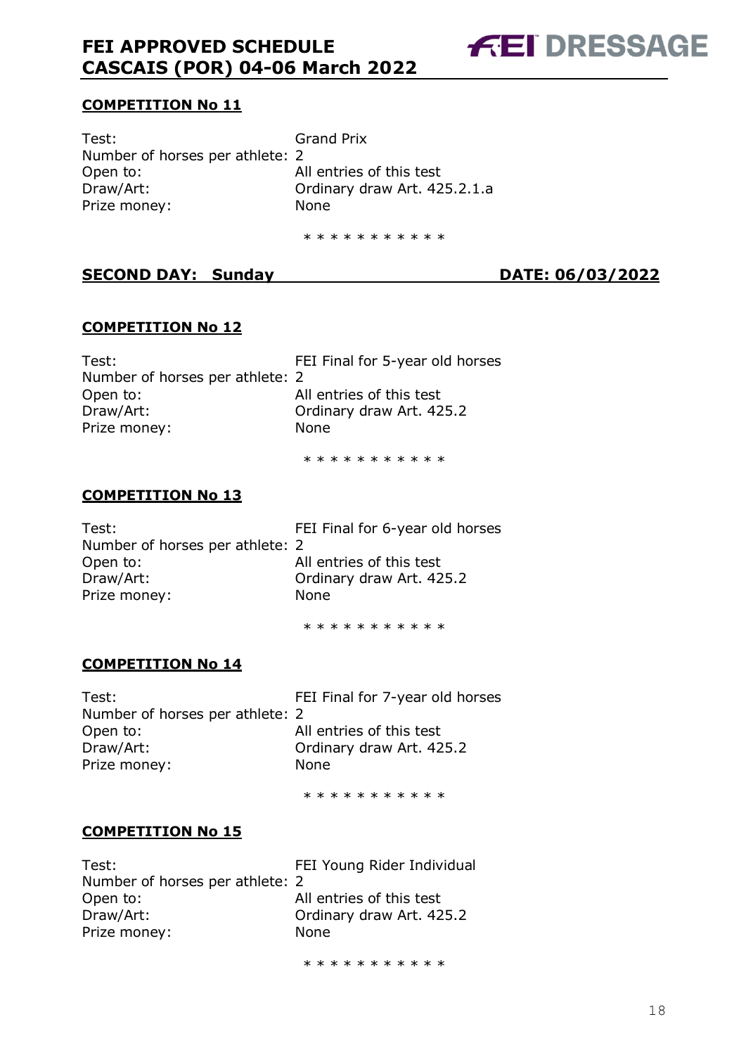**COMPETITION No 11**

Test: Grand Prix
Number of horses per athlete: 2
Open to: All entries of this test
Draw/Art: Ordinary draw Art. 425.2.1.a
Prize money: None

\* \* \* \* \* \* \* \* \* \* \*

**SECOND DAY: Sunday DATE: 06/03/2022**

**COMPETITION No 12**

Test: FEI Final for 5-year old horses
Number of horses per athlete: 2
Open to: All entries of this test
Draw/Art: Ordinary draw Art. 425.2
Prize money: None

\* \* \* \* \* \* \* \* \* \* \*

**COMPETITION No 13**

Test: FEI Final for 6-year old horses
Number of horses per athlete: 2
Open to: All entries of this test
Draw/Art: Ordinary draw Art. 425.2
Prize money: None

\* \* \* \* \* \* \* \* \* \* \*

**COMPETITION No 14**

Test: FEI Final for 7-year old horses
Number of horses per athlete: 2
Open to: All entries of this test
Draw/Art: Ordinary draw Art. 425.2
Prize money: None

\* \* \* \* \* \* \* \* \* \* \*

**COMPETITION No 15**

Test: FEI Young Rider Individual
Number of horses per athlete: 2
Open to: All entries of this test
Draw/Art: Ordinary draw Art. 425.2
Prize money: None

\* \* \* \* \* \* \* \* \* \* \*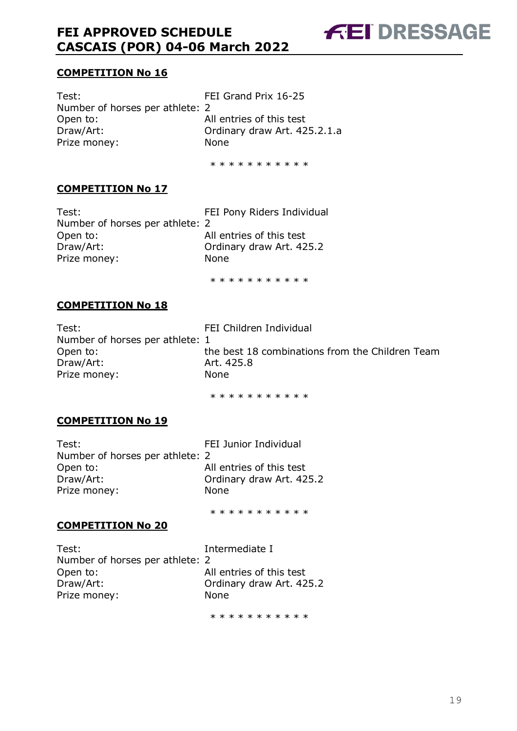**COMPETITION No 16**

Test: FEI Grand Prix 16-25
Number of horses per athlete: 2
Open to: All entries of this test
Draw/Art: Ordinary draw Art. 425.2.1.a
Prize money: None

\* \* \* \* \* \* \* \* \* \* \*

**COMPETITION No 17**

Test: FEI Pony Riders Individual
Number of horses per athlete: 2
Open to: All entries of this test
Draw/Art: Ordinary draw Art. 425.2
Prize money: None

\* \* \* \* \* \* \* \* \* \* \*

**COMPETITION No 18**

Test: FEI Children Individual
Number of horses per athlete: 1
Open to: the best 18 combinations from the Children Team
Draw/Art: Art. 425.8
Prize money: None

\* \* \* \* \* \* \* \* \* \* \*

**COMPETITION No 19**

Test: FEI Junior Individual
Number of horses per athlete: 2
Open to: All entries of this test
Draw/Art: Ordinary draw Art. 425.2
Prize money: None

\* \* \* \* \* \* \* \* \* \* \*

**COMPETITION No 20**

Test: Intermediate I
Number of horses per athlete: 2
Open to: All entries of this test
Draw/Art: Ordinary draw Art. 425.2
Prize money: None

\* \* \* \* \* \* \* \* \* \* \*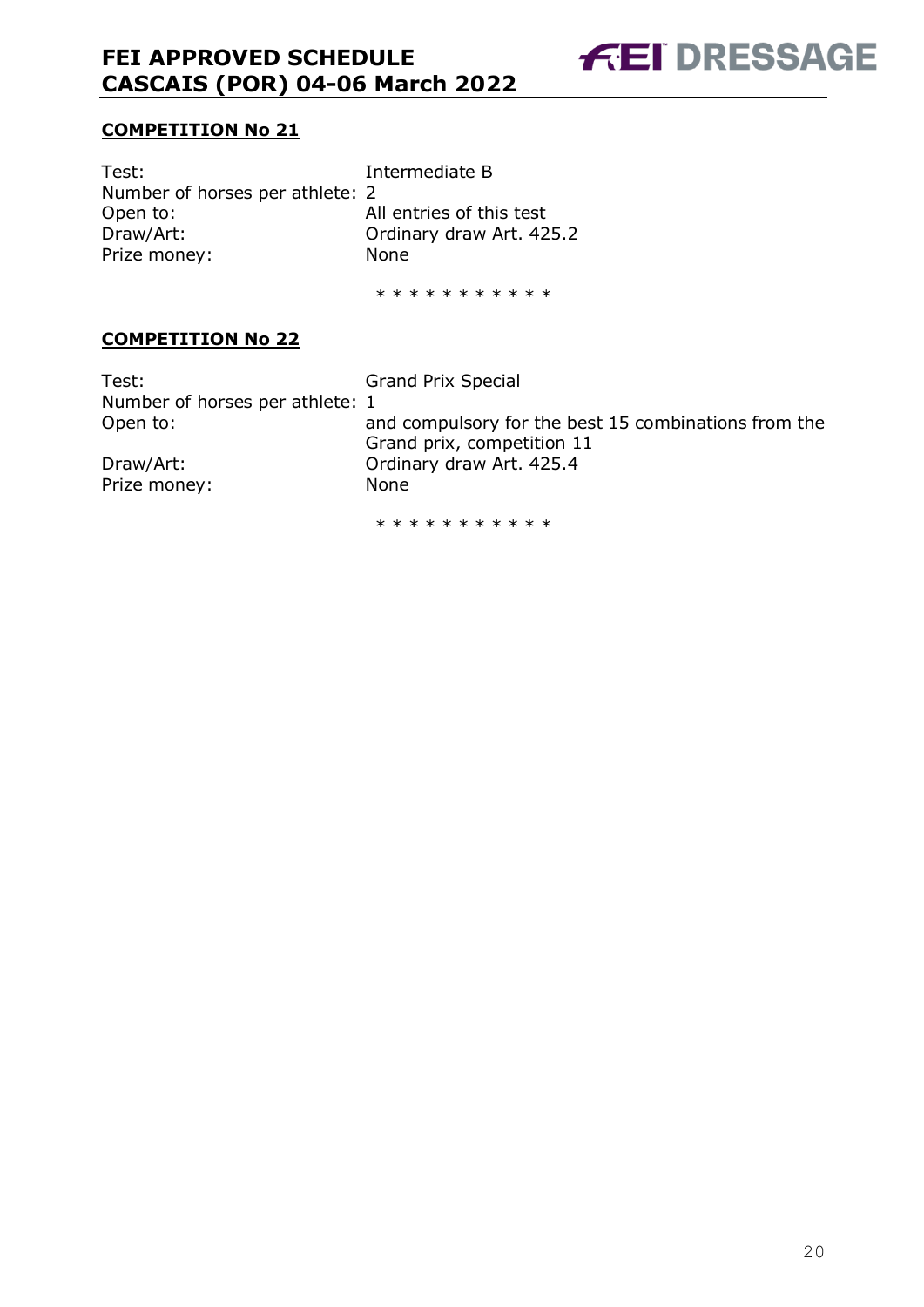**COMPETITION No 21**

Test: Intermediate B
Number of horses per athlete: 2
Open to: All entries of this test
Draw/Art: Ordinary draw Art. 425.2
Prize money: None

\* \* \* \* \* \* \* \* \* \* \*

**COMPETITION No 22**

Test: Grand Prix Special
Number of horses per athlete: 1
Open to: and compulsory for the best 15 combinations from the Grand prix, competition 11
Draw/Art: Ordinary draw Art. 425.4
Prize money: None

\* \* \* \* \* \* \* \* \* \* \*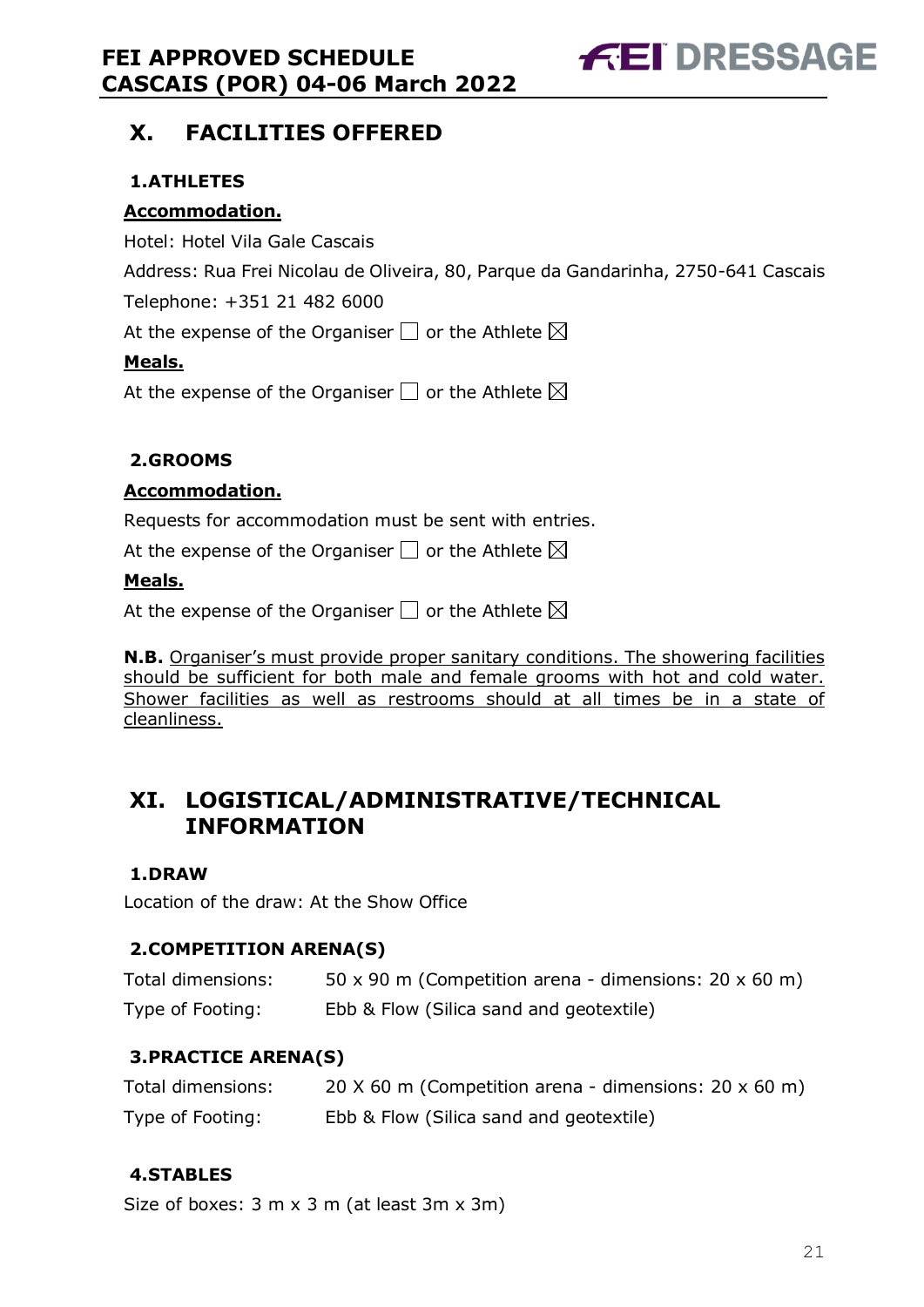## X. FACILITIES OFFERED

### 1. ATHLETES

**Accommodation.**

Hotel: Hotel Vila Gale Cascais

Address: Rua Frei Nicolau de Oliveira, 80, Parque da Gandarinha, 2750-641 Cascais

Telephone: +351 21 482 6000

At the expense of the Organiser ☐ or the Athlete ☒

**Meals.**

At the expense of the Organiser ☐ or the Athlete ☒

### 2. GROOMS

**Accommodation.**

Requests for accommodation must be sent with entries.

At the expense of the Organiser ☐ or the Athlete ☒

**Meals.**

At the expense of the Organiser ☐ or the Athlete ☒

**N.B.** Organiser's must provide proper sanitary conditions. The showering facilities should be sufficient for both male and female grooms with hot and cold water. Shower facilities as well as restrooms should at all times be in a state of cleanliness.

## XI. LOGISTICAL/ADMINISTRATIVE/TECHNICAL INFORMATION

### 1. DRAW

Location of the draw: At the Show Office

### 2. COMPETITION ARENA(S)

| | |
|---|---|
| Total dimensions: | 50 x 90 m (Competition arena - dimensions: 20 x 60 m) |
| Type of Footing: | Ebb & Flow (Silica sand and geotextile) |

### 3. PRACTICE ARENA(S)

| | |
|---|---|
| Total dimensions: | 20 X 60 m (Competition arena - dimensions: 20 x 60 m) |
| Type of Footing: | Ebb & Flow (Silica sand and geotextile) |

### 4. STABLES

Size of boxes: 3 m x 3 m (at least 3m x 3m)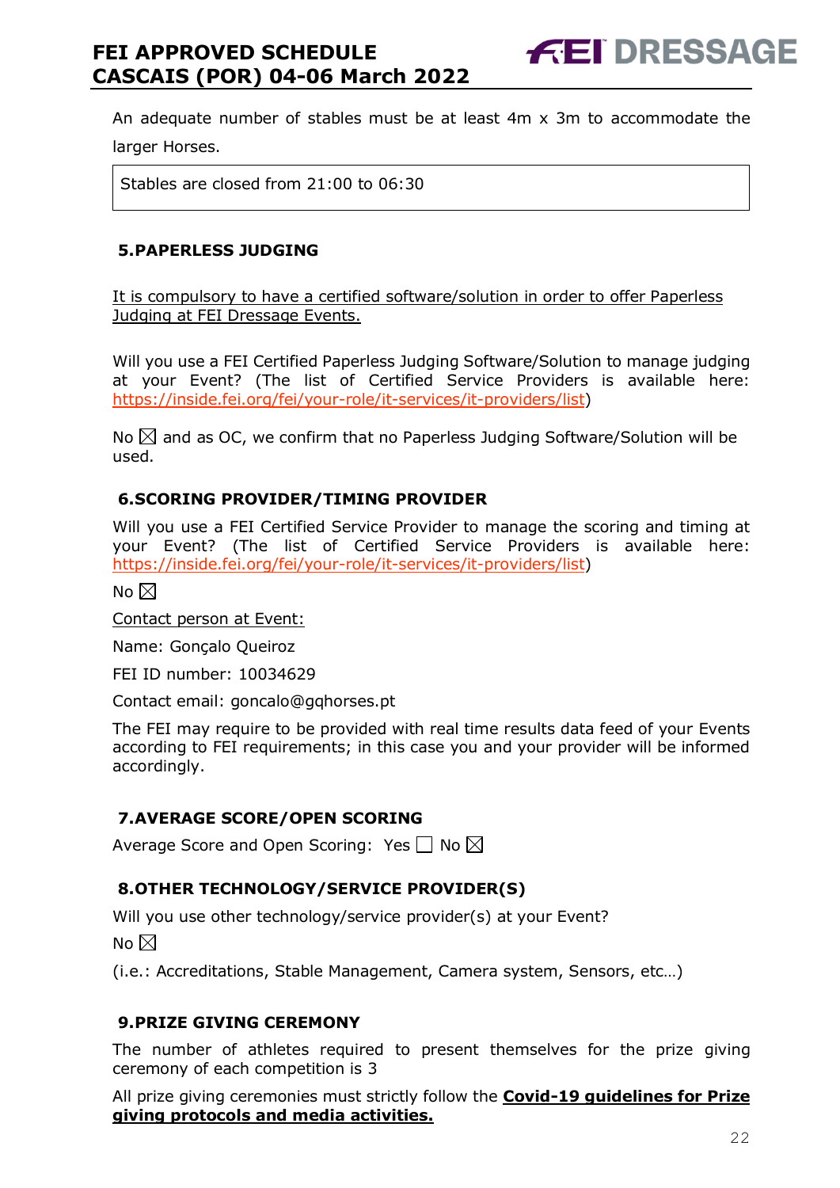An adequate number of stables must be at least 4m x 3m to accommodate the larger Horses.

| Stables are closed from 21:00 to 06:30 |
|---|

## 5.PAPERLESS JUDGING

It is compulsory to have a certified software/solution in order to offer Paperless Judging at FEI Dressage Events.

Will you use a FEI Certified Paperless Judging Software/Solution to manage judging at your Event? (The list of Certified Service Providers is available here: https://inside.fei.org/fei/your-role/it-services/it-providers/list)

No ☒ and as OC, we confirm that no Paperless Judging Software/Solution will be used.

## 6.SCORING PROVIDER/TIMING PROVIDER

Will you use a FEI Certified Service Provider to manage the scoring and timing at your Event? (The list of Certified Service Providers is available here: https://inside.fei.org/fei/your-role/it-services/it-providers/list)

No ☒

Contact person at Event:

Name: Gonçalo Queiroz

FEI ID number: 10034629

Contact email: goncalo@gqhorses.pt

The FEI may require to be provided with real time results data feed of your Events according to FEI requirements; in this case you and your provider will be informed accordingly.

## 7.AVERAGE SCORE/OPEN SCORING

Average Score and Open Scoring: Yes ☐ No ☒

## 8.OTHER TECHNOLOGY/SERVICE PROVIDER(S)

Will you use other technology/service provider(s) at your Event?

No ☒

(i.e.: Accreditations, Stable Management, Camera system, Sensors, etc…)

## 9.PRIZE GIVING CEREMONY

The number of athletes required to present themselves for the prize giving ceremony of each competition is 3

All prize giving ceremonies must strictly follow the **Covid-19 guidelines for Prize giving protocols and media activities.**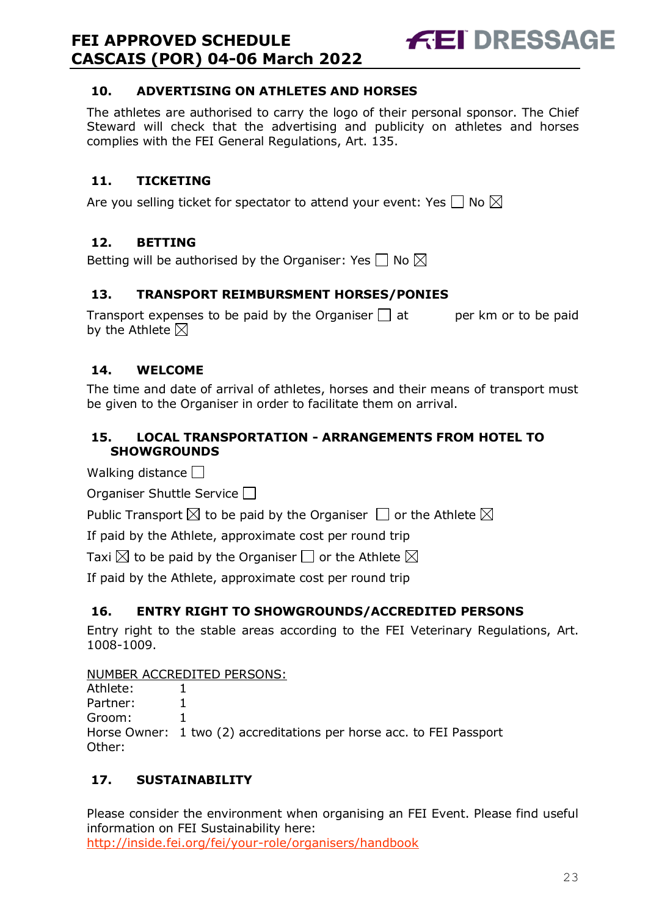## 10. ADVERTISING ON ATHLETES AND HORSES

The athletes are authorised to carry the logo of their personal sponsor. The Chief Steward will check that the advertising and publicity on athletes and horses complies with the FEI General Regulations, Art. 135.

## 11. TICKETING

Are you selling ticket for spectator to attend your event: Yes ☐ No ☒

## 12. BETTING

Betting will be authorised by the Organiser: Yes ☐ No ☒

## 13. TRANSPORT REIMBURSMENT HORSES/PONIES

Transport expenses to be paid by the Organiser ☐ at per km or to be paid by the Athlete ☒

## 14. WELCOME

The time and date of arrival of athletes, horses and their means of transport must be given to the Organiser in order to facilitate them on arrival.

## 15. LOCAL TRANSPORTATION - ARRANGEMENTS FROM HOTEL TO SHOWGROUNDS

Walking distance ☐

Organiser Shuttle Service ☐

Public Transport ☒ to be paid by the Organiser ☐ or the Athlete ☒

If paid by the Athlete, approximate cost per round trip

Taxi ☒ to be paid by the Organiser ☐ or the Athlete ☒

If paid by the Athlete, approximate cost per round trip

## 16. ENTRY RIGHT TO SHOWGROUNDS/ACCREDITED PERSONS

Entry right to the stable areas according to the FEI Veterinary Regulations, Art. 1008-1009.

NUMBER ACCREDITED PERSONS:

Athlete: 1
Partner: 1
Groom: 1
Horse Owner: 1 two (2) accreditations per horse acc. to FEI Passport
Other:

## 17. SUSTAINABILITY

Please consider the environment when organising an FEI Event. Please find useful information on FEI Sustainability here:
http://inside.fei.org/fei/your-role/organisers/handbook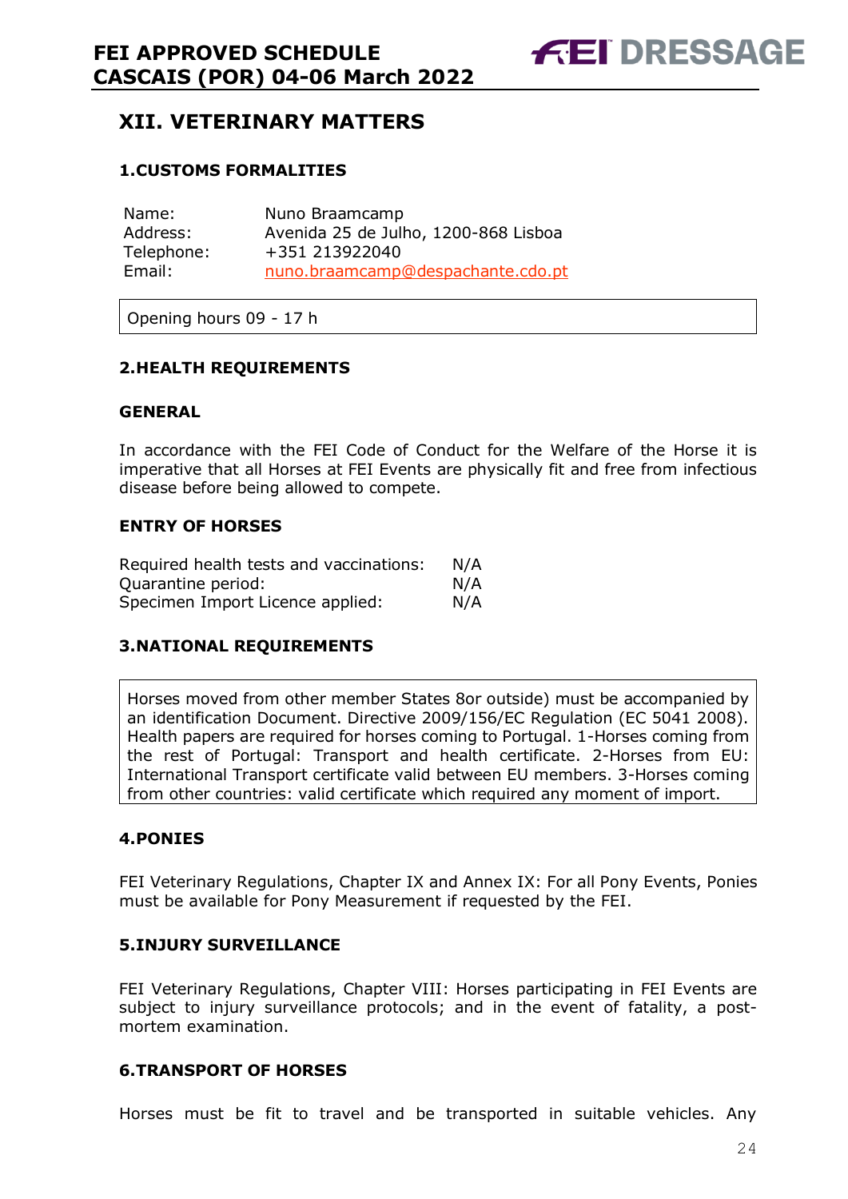# XII. VETERINARY MATTERS

### 1.CUSTOMS FORMALITIES

| | |
|---|---|
| Name: | Nuno Braamcamp |
| Address: | Avenida 25 de Julho, 1200-868 Lisboa |
| Telephone: | +351 213922040 |
| Email: | nuno.braamcamp@despachante.cdo.pt |

Opening hours 09 - 17 h

### 2.HEALTH REQUIREMENTS

#### GENERAL

In accordance with the FEI Code of Conduct for the Welfare of the Horse it is imperative that all Horses at FEI Events are physically fit and free from infectious disease before being allowed to compete.

#### ENTRY OF HORSES

| | |
|---|---|
| Required health tests and vaccinations: | N/A |
| Quarantine period: | N/A |
| Specimen Import Licence applied: | N/A |

### 3.NATIONAL REQUIREMENTS

Horses moved from other member States 8or outside) must be accompanied by an identification Document. Directive 2009/156/EC Regulation (EC 5041 2008). Health papers are required for horses coming to Portugal. 1-Horses coming from the rest of Portugal: Transport and health certificate. 2-Horses from EU: International Transport certificate valid between EU members. 3-Horses coming from other countries: valid certificate which required any moment of import.

### 4.PONIES

FEI Veterinary Regulations, Chapter IX and Annex IX: For all Pony Events, Ponies must be available for Pony Measurement if requested by the FEI.

### 5.INJURY SURVEILLANCE

FEI Veterinary Regulations, Chapter VIII: Horses participating in FEI Events are subject to injury surveillance protocols; and in the event of fatality, a post-mortem examination.

### 6.TRANSPORT OF HORSES

Horses must be fit to travel and be transported in suitable vehicles. Any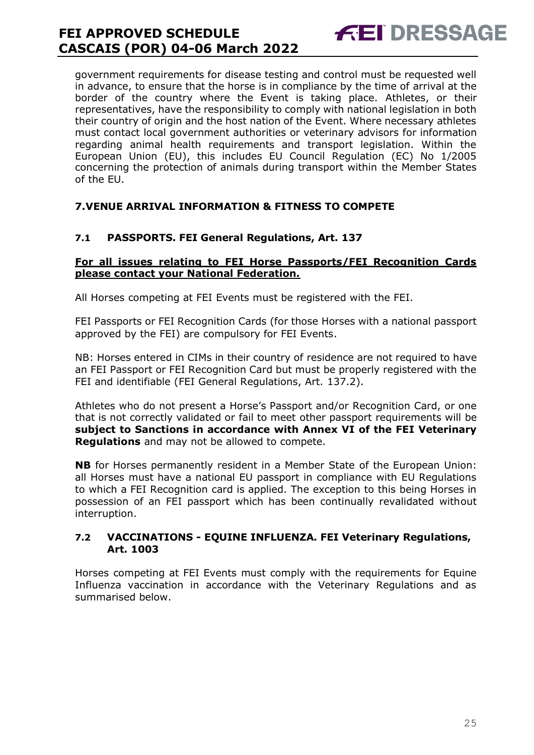government requirements for disease testing and control must be requested well in advance, to ensure that the horse is in compliance by the time of arrival at the border of the country where the Event is taking place. Athletes, or their representatives, have the responsibility to comply with national legislation in both their country of origin and the host nation of the Event. Where necessary athletes must contact local government authorities or veterinary advisors for information regarding animal health requirements and transport legislation. Within the European Union (EU), this includes EU Council Regulation (EC) No 1/2005 concerning the protection of animals during transport within the Member States of the EU.

## 7.VENUE ARRIVAL INFORMATION & FITNESS TO COMPETE

### 7.1 PASSPORTS. FEI General Regulations, Art. 137

**For all issues relating to FEI Horse Passports/FEI Recognition Cards please contact your National Federation.**

All Horses competing at FEI Events must be registered with the FEI.

FEI Passports or FEI Recognition Cards (for those Horses with a national passport approved by the FEI) are compulsory for FEI Events.

NB: Horses entered in CIMs in their country of residence are not required to have an FEI Passport or FEI Recognition Card but must be properly registered with the FEI and identifiable (FEI General Regulations, Art. 137.2).

Athletes who do not present a Horse's Passport and/or Recognition Card, or one that is not correctly validated or fail to meet other passport requirements will be **subject to Sanctions in accordance with Annex VI of the FEI Veterinary Regulations** and may not be allowed to compete.

**NB** for Horses permanently resident in a Member State of the European Union: all Horses must have a national EU passport in compliance with EU Regulations to which a FEI Recognition card is applied. The exception to this being Horses in possession of an FEI passport which has been continually revalidated without interruption.

### 7.2 VACCINATIONS - EQUINE INFLUENZA. FEI Veterinary Regulations, Art. 1003

Horses competing at FEI Events must comply with the requirements for Equine Influenza vaccination in accordance with the Veterinary Regulations and as summarised below.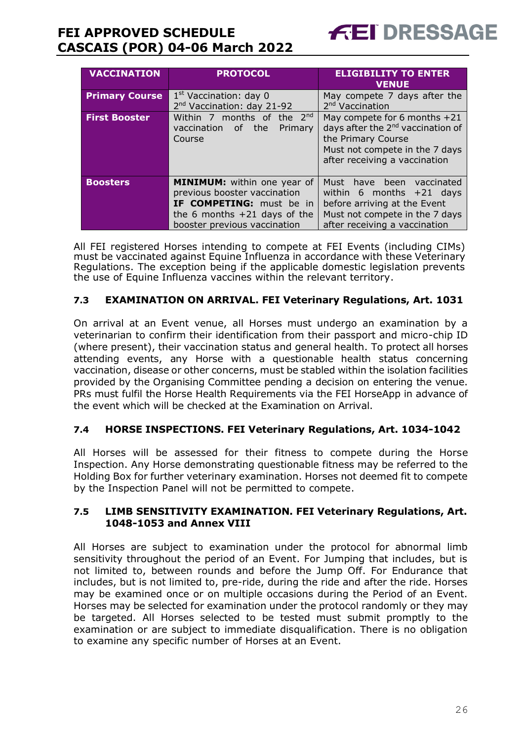| VACCINATION | PROTOCOL | ELIGIBILITY TO ENTER VENUE |
|---|---|---|
| **Primary Course** | 1st Vaccination: day 0<br>2nd Vaccination: day 21-92 | May compete 7 days after the 2nd Vaccination |
| **First Booster** | Within 7 months of the 2nd vaccination of the Primary Course | May compete for 6 months +21 days after the 2nd vaccination of the Primary Course<br>Must not compete in the 7 days after receiving a vaccination |
| **Boosters** | **MINIMUM:** within one year of previous booster vaccination<br>**IF COMPETING:** must be in the 6 months +21 days of the booster previous vaccination | Must have been vaccinated within 6 months +21 days before arriving at the Event<br>Must not compete in the 7 days after receiving a vaccination |

All FEI registered Horses intending to compete at FEI Events (including CIMs) must be vaccinated against Equine Influenza in accordance with these Veterinary Regulations. The exception being if the applicable domestic legislation prevents the use of Equine Influenza vaccines within the relevant territory.

### 7.3 EXAMINATION ON ARRIVAL. FEI Veterinary Regulations, Art. 1031

On arrival at an Event venue, all Horses must undergo an examination by a veterinarian to confirm their identification from their passport and micro-chip ID (where present), their vaccination status and general health. To protect all horses attending events, any Horse with a questionable health status concerning vaccination, disease or other concerns, must be stabled within the isolation facilities provided by the Organising Committee pending a decision on entering the venue. PRs must fulfil the Horse Health Requirements via the FEI HorseApp in advance of the event which will be checked at the Examination on Arrival.

### 7.4 HORSE INSPECTIONS. FEI Veterinary Regulations, Art. 1034-1042

All Horses will be assessed for their fitness to compete during the Horse Inspection. Any Horse demonstrating questionable fitness may be referred to the Holding Box for further veterinary examination. Horses not deemed fit to compete by the Inspection Panel will not be permitted to compete.

### 7.5 LIMB SENSITIVITY EXAMINATION. FEI Veterinary Regulations, Art. 1048-1053 and Annex VIII

All Horses are subject to examination under the protocol for abnormal limb sensitivity throughout the period of an Event. For Jumping that includes, but is not limited to, between rounds and before the Jump Off. For Endurance that includes, but is not limited to, pre-ride, during the ride and after the ride. Horses may be examined once or on multiple occasions during the Period of an Event. Horses may be selected for examination under the protocol randomly or they may be targeted. All Horses selected to be tested must submit promptly to the examination or are subject to immediate disqualification. There is no obligation to examine any specific number of Horses at an Event.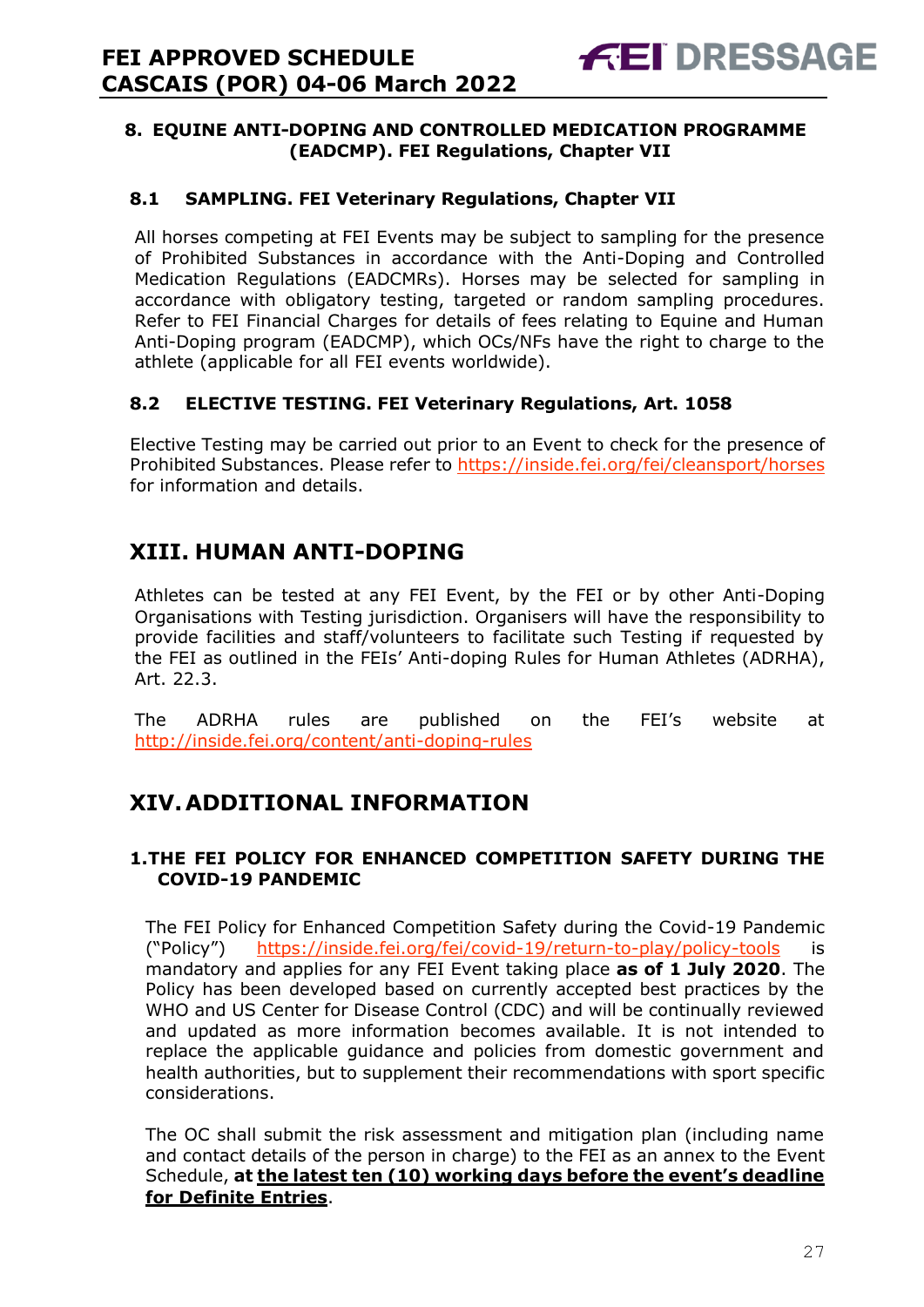#### 8. EQUINE ANTI-DOPING AND CONTROLLED MEDICATION PROGRAMME (EADCMP). FEI Regulations, Chapter VII

#### 8.1 SAMPLING. FEI Veterinary Regulations, Chapter VII

All horses competing at FEI Events may be subject to sampling for the presence of Prohibited Substances in accordance with the Anti-Doping and Controlled Medication Regulations (EADCMRs). Horses may be selected for sampling in accordance with obligatory testing, targeted or random sampling procedures. Refer to FEI Financial Charges for details of fees relating to Equine and Human Anti-Doping program (EADCMP), which OCs/NFs have the right to charge to the athlete (applicable for all FEI events worldwide).

#### 8.2 ELECTIVE TESTING. FEI Veterinary Regulations, Art. 1058

Elective Testing may be carried out prior to an Event to check for the presence of Prohibited Substances. Please refer to https://inside.fei.org/fei/cleansport/horses for information and details.

## XIII. HUMAN ANTI-DOPING

Athletes can be tested at any FEI Event, by the FEI or by other Anti-Doping Organisations with Testing jurisdiction. Organisers will have the responsibility to provide facilities and staff/volunteers to facilitate such Testing if requested by the FEI as outlined in the FEIs' Anti-doping Rules for Human Athletes (ADRHA), Art. 22.3.

The ADRHA rules are published on the FEI's website at http://inside.fei.org/content/anti-doping-rules

## XIV. ADDITIONAL INFORMATION

#### 1. THE FEI POLICY FOR ENHANCED COMPETITION SAFETY DURING THE COVID-19 PANDEMIC

The FEI Policy for Enhanced Competition Safety during the Covid-19 Pandemic ("Policy") https://inside.fei.org/fei/covid-19/return-to-play/policy-tools is mandatory and applies for any FEI Event taking place **as of 1 July 2020**. The Policy has been developed based on currently accepted best practices by the WHO and US Center for Disease Control (CDC) and will be continually reviewed and updated as more information becomes available. It is not intended to replace the applicable guidance and policies from domestic government and health authorities, but to supplement their recommendations with sport specific considerations.

The OC shall submit the risk assessment and mitigation plan (including name and contact details of the person in charge) to the FEI as an annex to the Event Schedule, **at <u>the latest ten (10) working days before the event's deadline for Definite Entries</u>**.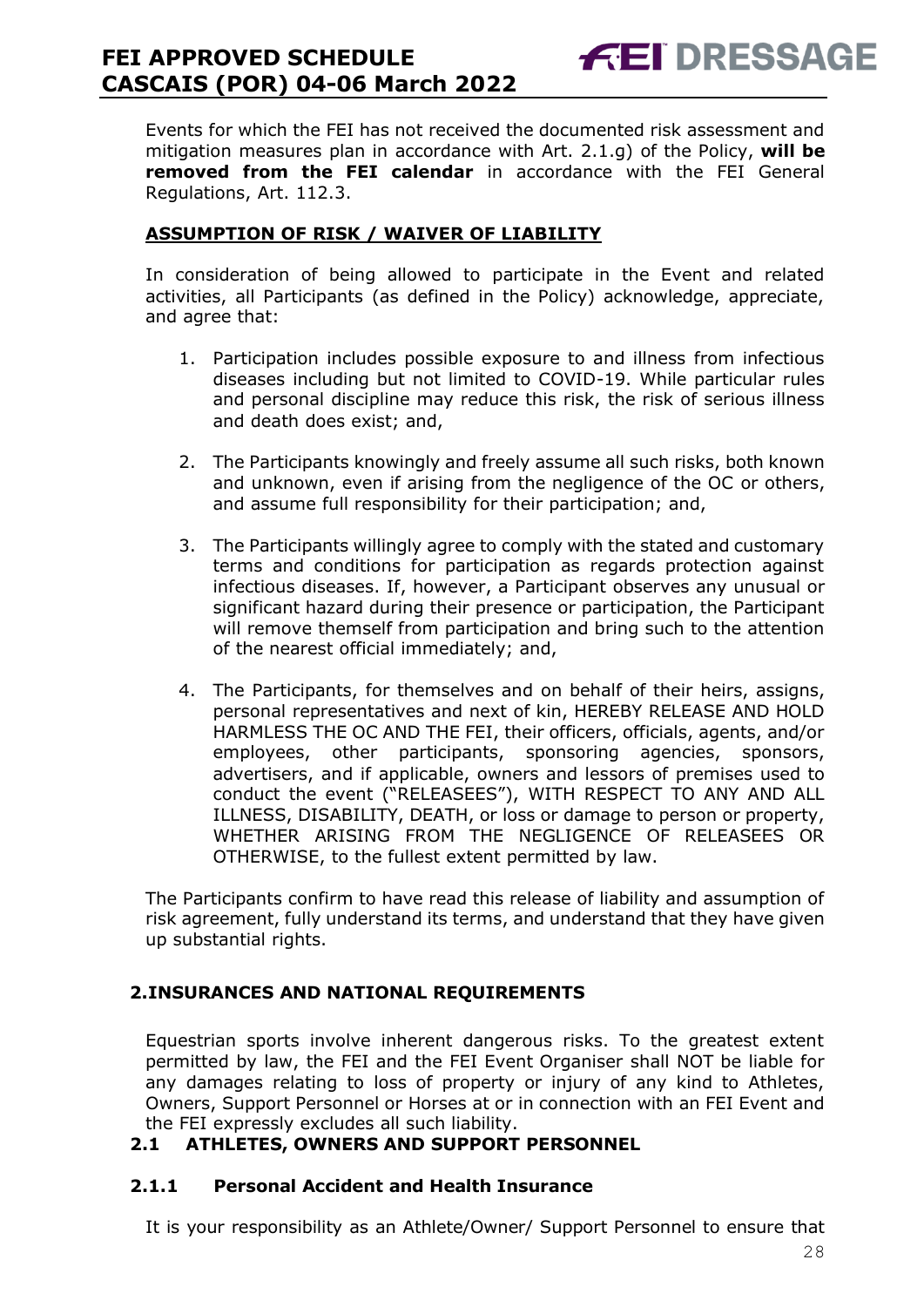Events for which the FEI has not received the documented risk assessment and mitigation measures plan in accordance with Art. 2.1.g) of the Policy, **will be removed from the FEI calendar** in accordance with the FEI General Regulations, Art. 112.3.

**ASSUMPTION OF RISK / WAIVER OF LIABILITY**

In consideration of being allowed to participate in the Event and related activities, all Participants (as defined in the Policy) acknowledge, appreciate, and agree that:

1. Participation includes possible exposure to and illness from infectious diseases including but not limited to COVID-19. While particular rules and personal discipline may reduce this risk, the risk of serious illness and death does exist; and,
2. The Participants knowingly and freely assume all such risks, both known and unknown, even if arising from the negligence of the OC or others, and assume full responsibility for their participation; and,
3. The Participants willingly agree to comply with the stated and customary terms and conditions for participation as regards protection against infectious diseases. If, however, a Participant observes any unusual or significant hazard during their presence or participation, the Participant will remove themself from participation and bring such to the attention of the nearest official immediately; and,
4. The Participants, for themselves and on behalf of their heirs, assigns, personal representatives and next of kin, HEREBY RELEASE AND HOLD HARMLESS THE OC AND THE FEI, their officers, officials, agents, and/or employees, other participants, sponsoring agencies, sponsors, advertisers, and if applicable, owners and lessors of premises used to conduct the event ("RELEASEES"), WITH RESPECT TO ANY AND ALL ILLNESS, DISABILITY, DEATH, or loss or damage to person or property, WHETHER ARISING FROM THE NEGLIGENCE OF RELEASEES OR OTHERWISE, to the fullest extent permitted by law.

The Participants confirm to have read this release of liability and assumption of risk agreement, fully understand its terms, and understand that they have given up substantial rights.

## 2. INSURANCES AND NATIONAL REQUIREMENTS

Equestrian sports involve inherent dangerous risks. To the greatest extent permitted by law, the FEI and the FEI Event Organiser shall NOT be liable for any damages relating to loss of property or injury of any kind to Athletes, Owners, Support Personnel or Horses at or in connection with an FEI Event and the FEI expressly excludes all such liability.

### 2.1 ATHLETES, OWNERS AND SUPPORT PERSONNEL

#### 2.1.1 Personal Accident and Health Insurance

It is your responsibility as an Athlete/Owner/ Support Personnel to ensure that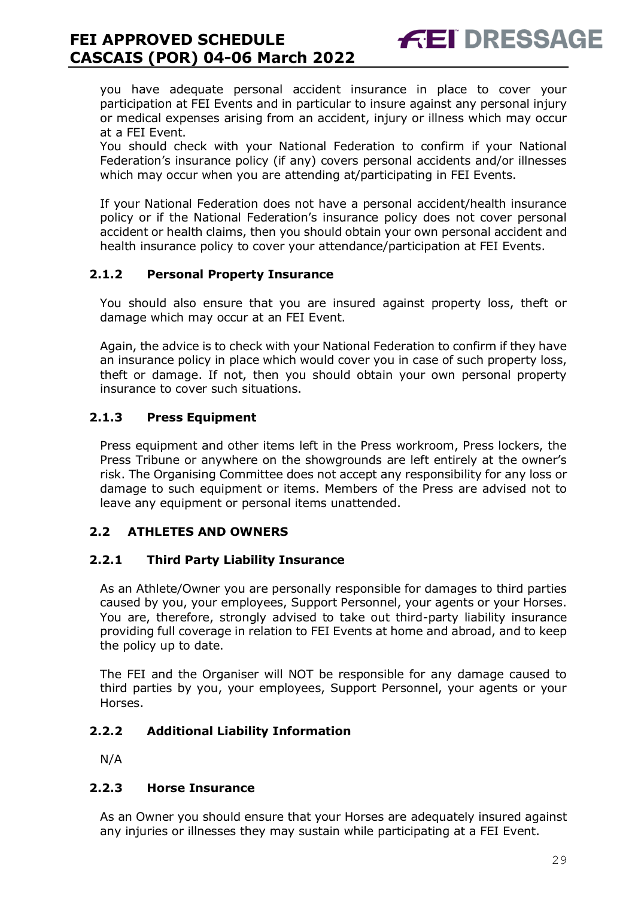you have adequate personal accident insurance in place to cover your participation at FEI Events and in particular to insure against any personal injury or medical expenses arising from an accident, injury or illness which may occur at a FEI Event.
You should check with your National Federation to confirm if your National Federation's insurance policy (if any) covers personal accidents and/or illnesses which may occur when you are attending at/participating in FEI Events.

If your National Federation does not have a personal accident/health insurance policy or if the National Federation's insurance policy does not cover personal accident or health claims, then you should obtain your own personal accident and health insurance policy to cover your attendance/participation at FEI Events.

### 2.1.2 Personal Property Insurance

You should also ensure that you are insured against property loss, theft or damage which may occur at an FEI Event.

Again, the advice is to check with your National Federation to confirm if they have an insurance policy in place which would cover you in case of such property loss, theft or damage. If not, then you should obtain your own personal property insurance to cover such situations.

### 2.1.3 Press Equipment

Press equipment and other items left in the Press workroom, Press lockers, the Press Tribune or anywhere on the showgrounds are left entirely at the owner's risk. The Organising Committee does not accept any responsibility for any loss or damage to such equipment or items. Members of the Press are advised not to leave any equipment or personal items unattended.

## 2.2 ATHLETES AND OWNERS

### 2.2.1 Third Party Liability Insurance

As an Athlete/Owner you are personally responsible for damages to third parties caused by you, your employees, Support Personnel, your agents or your Horses. You are, therefore, strongly advised to take out third-party liability insurance providing full coverage in relation to FEI Events at home and abroad, and to keep the policy up to date.

The FEI and the Organiser will NOT be responsible for any damage caused to third parties by you, your employees, Support Personnel, your agents or your Horses.

### 2.2.2 Additional Liability Information

N/A

### 2.2.3 Horse Insurance

As an Owner you should ensure that your Horses are adequately insured against any injuries or illnesses they may sustain while participating at a FEI Event.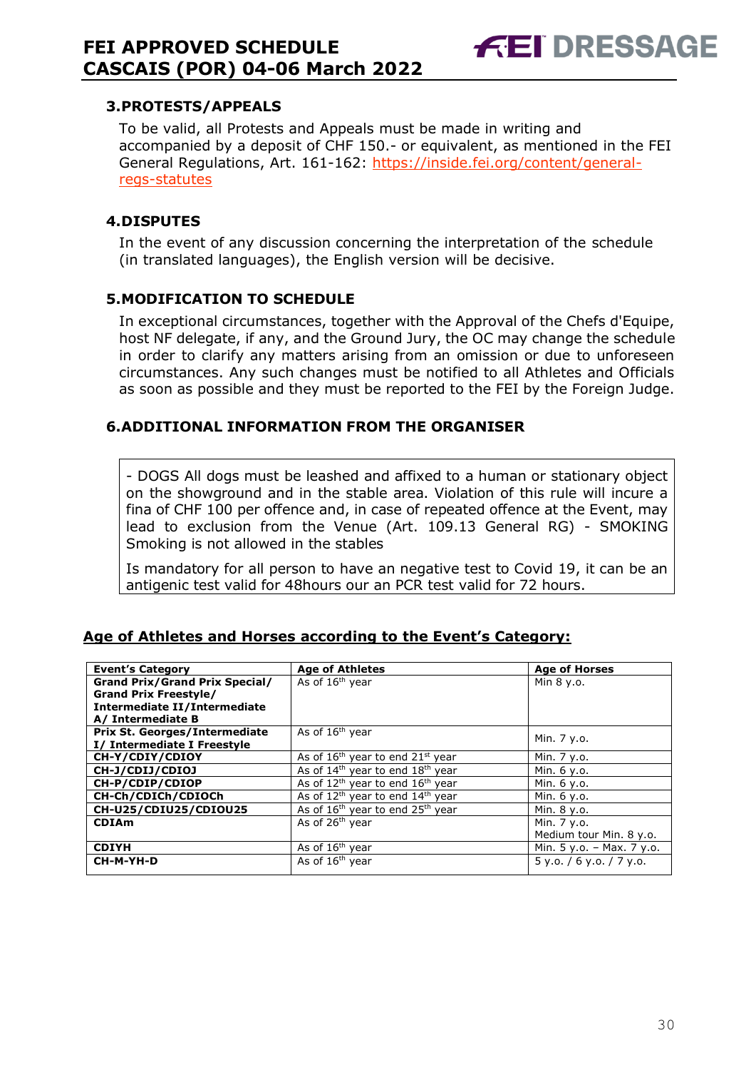## 3.PROTESTS/APPEALS

To be valid, all Protests and Appeals must be made in writing and accompanied by a deposit of CHF 150.- or equivalent, as mentioned in the FEI General Regulations, Art. 161-162: https://inside.fei.org/content/general-regs-statutes

## 4.DISPUTES

In the event of any discussion concerning the interpretation of the schedule (in translated languages), the English version will be decisive.

## 5.MODIFICATION TO SCHEDULE

In exceptional circumstances, together with the Approval of the Chefs d'Equipe, host NF delegate, if any, and the Ground Jury, the OC may change the schedule in order to clarify any matters arising from an omission or due to unforeseen circumstances. Any such changes must be notified to all Athletes and Officials as soon as possible and they must be reported to the FEI by the Foreign Judge.

## 6.ADDITIONAL INFORMATION FROM THE ORGANISER

- DOGS All dogs must be leashed and affixed to a human or stationary object on the showground and in the stable area. Violation of this rule will incure a fina of CHF 100 per offence and, in case of repeated offence at the Event, may lead to exclusion from the Venue (Art. 109.13 General RG) - SMOKING Smoking is not allowed in the stables

Is mandatory for all person to have an negative test to Covid 19, it can be an antigenic test valid for 48hours our an PCR test valid for 72 hours.

## Age of Athletes and Horses according to the Event's Category:

| Event's Category | Age of Athletes | Age of Horses |
|---|---|---|
| **Grand Prix/Grand Prix Special/ Grand Prix Freestyle/ Intermediate II/Intermediate A/ Intermediate B** | As of 16th year | Min 8 y.o. |
| **Prix St. Georges/Intermediate I/ Intermediate I Freestyle** | As of 16th year | Min. 7 y.o. |
| **CH-Y/CDIY/CDIOY** | As of 16th year to end 21st year | Min. 7 y.o. |
| **CH-J/CDIJ/CDIOJ** | As of 14th year to end 18th year | Min. 6 y.o. |
| **CH-P/CDIP/CDIOP** | As of 12th year to end 16th year | Min. 6 y.o. |
| **CH-Ch/CDICh/CDIOCh** | As of 12th year to end 14th year | Min. 6 y.o. |
| **CH-U25/CDIU25/CDIOU25** | As of 16th year to end 25th year | Min. 8 y.o. |
| **CDIAm** | As of 26th year | Min. 7 y.o. Medium tour Min. 8 y.o. |
| **CDIYH** | As of 16th year | Min. 5 y.o. – Max. 7 y.o. |
| **CH-M-YH-D** | As of 16th year | 5 y.o. / 6 y.o. / 7 y.o. |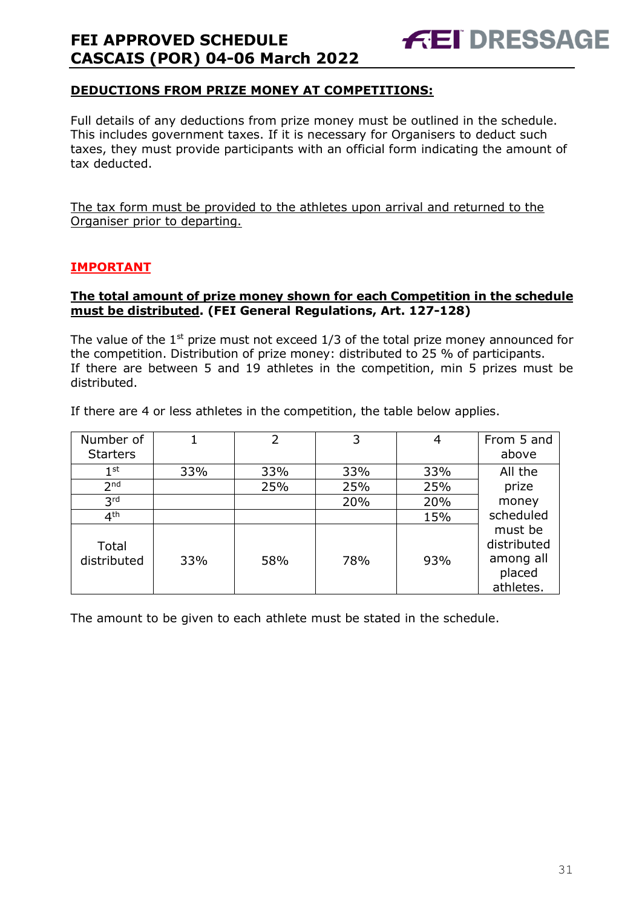**DEDUCTIONS FROM PRIZE MONEY AT COMPETITIONS:**

Full details of any deductions from prize money must be outlined in the schedule. This includes government taxes. If it is necessary for Organisers to deduct such taxes, they must provide participants with an official form indicating the amount of tax deducted.

The tax form must be provided to the athletes upon arrival and returned to the Organiser prior to departing.

**IMPORTANT**

**The total amount of prize money shown for each Competition in the schedule must be distributed. (FEI General Regulations, Art. 127-128)**

The value of the 1st prize must not exceed 1/3 of the total prize money announced for the competition. Distribution of prize money: distributed to 25 % of participants.
If there are between 5 and 19 athletes in the competition, min 5 prizes must be distributed.

If there are 4 or less athletes in the competition, the table below applies.

| Number of Starters | 1 | 2 | 3 | 4 | From 5 and above |
|---|---|---|---|---|---|
| 1st | 33% | 33% | 33% | 33% | All the prize money scheduled must be distributed among all placed athletes. |
| 2nd | | 25% | 25% | 25% | |
| 3rd | | | 20% | 20% | |
| 4th | | | | 15% | |
| Total distributed | 33% | 58% | 78% | 93% | |

The amount to be given to each athlete must be stated in the schedule.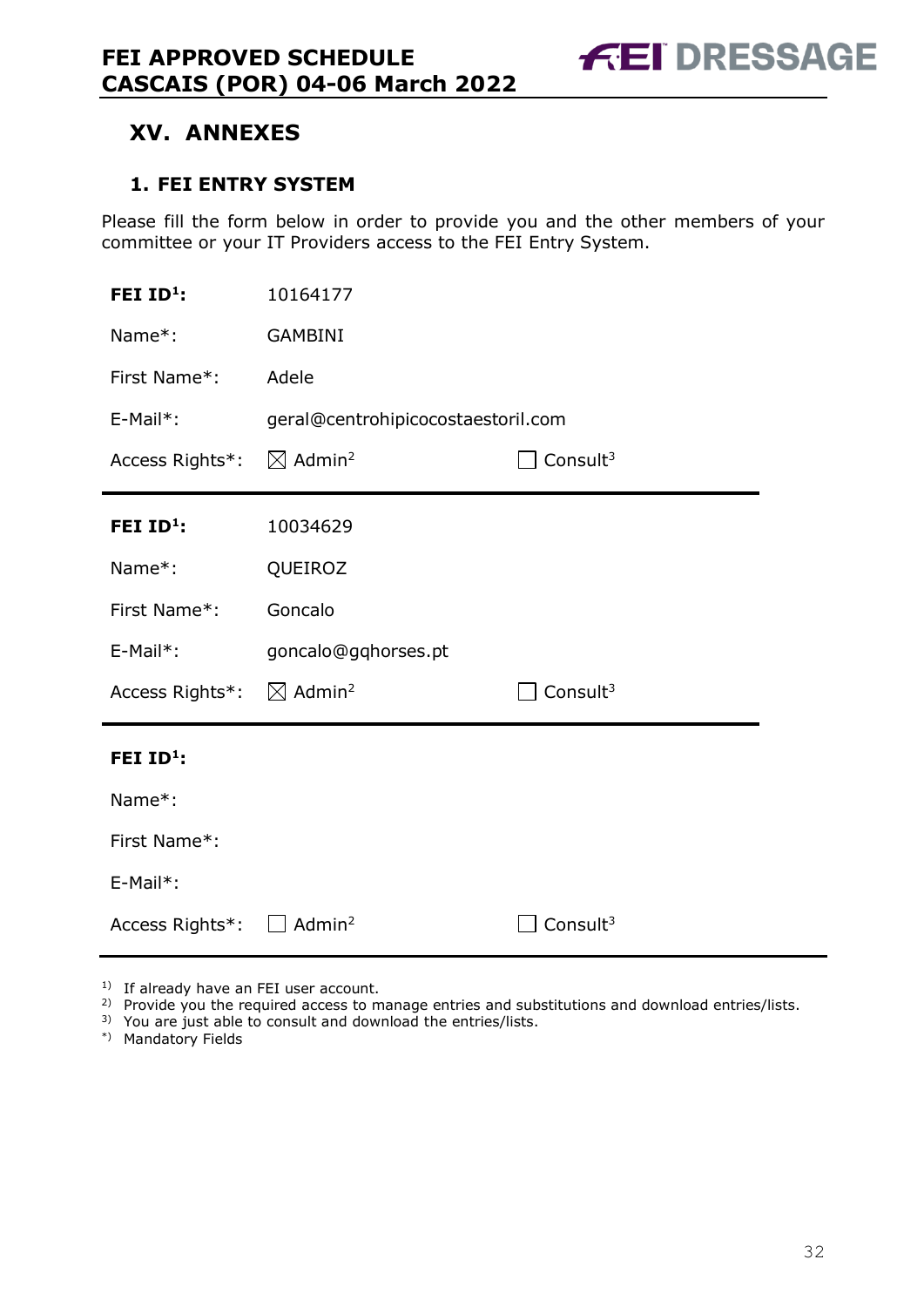## XV. ANNEXES

### 1. FEI ENTRY SYSTEM

Please fill the form below in order to provide you and the other members of your committee or your IT Providers access to the FEI Entry System.

**FEI ID[1]:** 10164177

Name*: GAMBINI

First Name*: Adele

E-Mail*: geral@centrohipicocostaestoril.com

Access Rights*: ☒ Admin[2] ☐ Consult[3]

---

**FEI ID[1]:** 10034629

Name*: QUEIROZ

First Name*: Goncalo

E-Mail*: goncalo@gqhorses.pt

Access Rights*: ☒ Admin[2] ☐ Consult[3]

---

**FEI ID[1]:**

Name*:

First Name*:

E-Mail*:

Access Rights*: ☐ Admin[2] ☐ Consult[3]

---

1) If already have an FEI user account.
2) Provide you the required access to manage entries and substitutions and download entries/lists.
3) You are just able to consult and download the entries/lists.
*) Mandatory Fields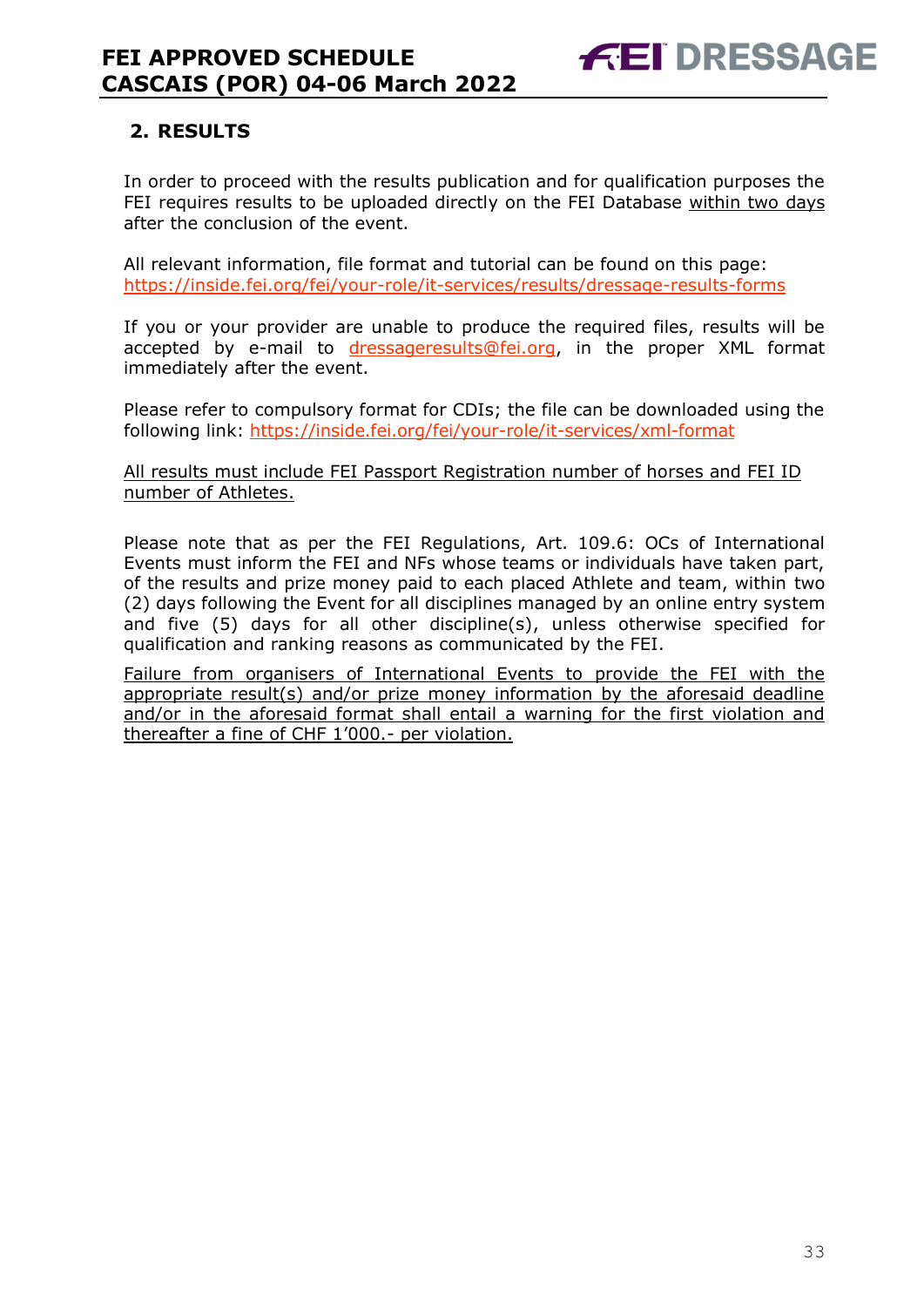## 2. RESULTS

In order to proceed with the results publication and for qualification purposes the FEI requires results to be uploaded directly on the FEI Database <u>within two days</u> after the conclusion of the event.

All relevant information, file format and tutorial can be found on this page: https://inside.fei.org/fei/your-role/it-services/results/dressage-results-forms

If you or your provider are unable to produce the required files, results will be accepted by e-mail to dressageresults@fei.org, in the proper XML format immediately after the event.

Please refer to compulsory format for CDIs; the file can be downloaded using the following link: https://inside.fei.org/fei/your-role/it-services/xml-format

<u>All results must include FEI Passport Registration number of horses and FEI ID number of Athletes.</u>

Please note that as per the FEI Regulations, Art. 109.6: OCs of International Events must inform the FEI and NFs whose teams or individuals have taken part, of the results and prize money paid to each placed Athlete and team, within two (2) days following the Event for all disciplines managed by an online entry system and five (5) days for all other discipline(s), unless otherwise specified for qualification and ranking reasons as communicated by the FEI.

<u>Failure from organisers of International Events to provide the FEI with the appropriate result(s) and/or prize money information by the aforesaid deadline and/or in the aforesaid format shall entail a warning for the first violation and thereafter a fine of CHF 1'000.- per violation.</u>